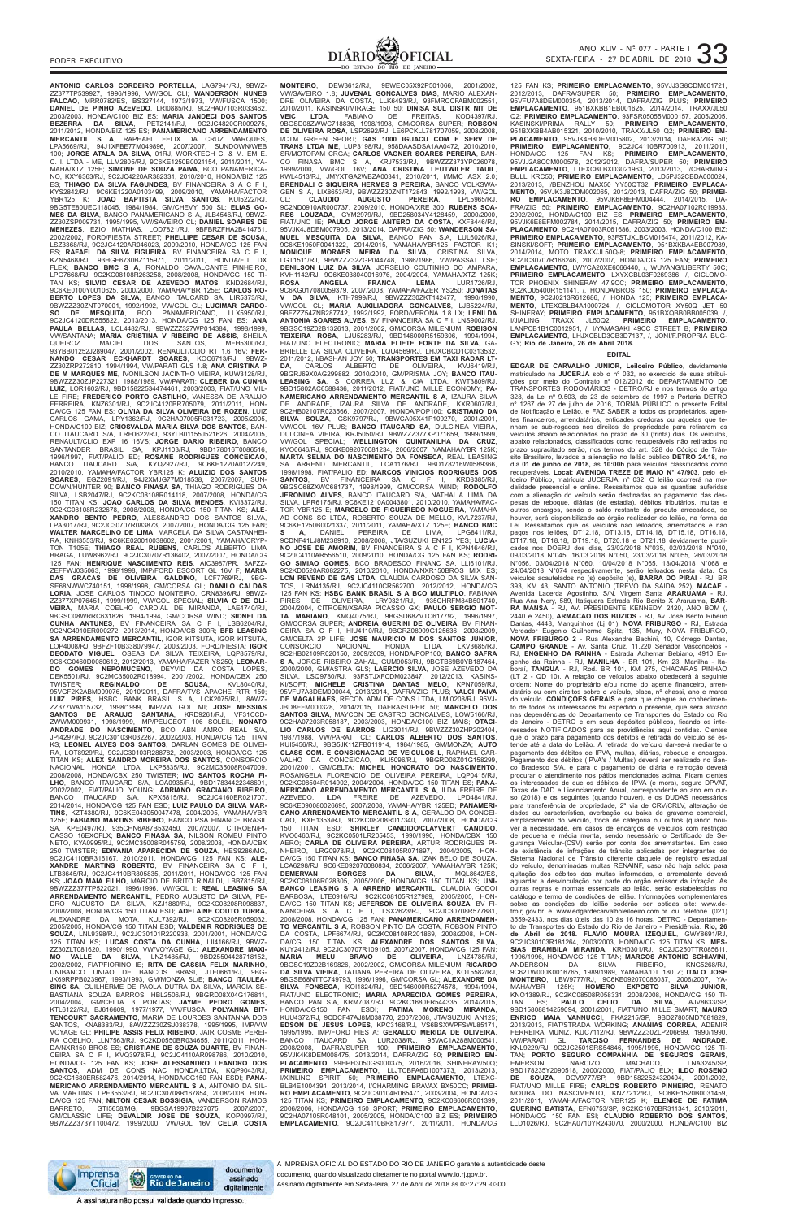**ANTONIO CARLOS CORDEIRO PORTELLA**, LAG7941/RJ, 9BWZZZ377TP539927, 1996/1996, VW/GOL CLI; **WANDERSON NUNES FALCAO**, MRR0782/ES, BS327144, 1973/1973, VW/FUSCA 1500; **DANIEL DE PINHO AZEVEDO**, LRI0885/RJ, 9C2HA0710R033462, 2003/2003, HONDA/C100 BIZ ES; **MARIA JANDECI DOS SANTOS BEZERRA DA SILVA**, PET2141/RJ, 9C2JC4820CR009275, 2011/2012, HONDA/BIZ 125 ES; **PANAMERICANO ARRENDAMENTO MERCANTIL S A**, RAPHAEL FELIX DA CRUZ MARQUES, LPA5669/RJ, 94J1XFBE7TM049896, 2007/2007, SUNDOWN/WEB 100; **JORGE ATALA DA SILVA**, 01RJ, WORKTECH C. & M. EM E. C. I. LTDA - ME, LLM2805/RJ, 9C6KE1250B0021154, 2010/2011, YAMAHA/XTZ 125E; **SIMONE DE SOUZA PAIVA**, BCO PANAMERICANO, KXY6363/RJ, 9C2JC4220AR382331, 2010/2010, HONDA/BIZ 125 ES; **THIAGO DA SILVA FAGUNDES**, BV FINANCEIRA S A C F I, KYS2842/RJ, 9C6KE1220A0103499, 2009/2010, YAMAHA/FACTOR YBR125 K; **JOAO BAPTISTA SILVA SANTOS**, KUI5222/RJ, 9BG5TE80UEC118045, 1984/1984, GM/CHEVY 500 SL; **ELIAS GOMES DA SILVA**, BANCO PANAMERICANO S A, JLB4546/RJ, 9BWZZZ30ZSP009731, 1995/1995, VW/SAVEIRO CL; **DANIEL SOARES DE MENEZES**, EZIO MATHIAS, LOD7821/RJ, 9BFBRZFHA2B414761, 2002/2002, FORD/FIESTA STREET; **PHELLIPE CESAR DE SOUSA**, LSZ3368/RJ, 9C2JC4120AR046023, 2009/2010, HONDA/CG 125 FAN ES; **RAFAEL DA SILVA FIGUEIRA**, BV FINANCEIRA SA C F I, KZN5468/RJ, 93HGE6730BZ115971, 2011/2011, HONDA/FIT DX FLEX; **BANCO BMC S A**, RONALDO CAVALCANTE PINHEIRO, LPG7668/RJ, 9C2KC08108R263258, 2008/2008, HONDA/CG 150 TITAN KS; **SILVIO CESAR DE AZEVEDO MATOS**, KND2684/RJ, 9C6KE0100Y0010625, 2000/2000, YAMAHA/YBR 125E; **CARLOS ROBERTO LOPES DA SILVA**, BANCO ITAUCARD SA, LRS3373/RJ, 9BWZZZ30ZNT070001, 1992/1992, VW/GOL GL; **LUCIMAR CARDOSO DE MESQUITA**, BCO PANAMERICANO, LLX5950/RJ, 9C2JC4120DR555622, 2013/2013, HONDA/CG 125 FAN ES; **ANA PAULA BELLAS**, LCL4482/RJ, 9BWZZZ327WP014384, 1998/1999, VW/SANTANA; **MARIA CRISTINA V RIBEIRO DE ASSIS**, SHEILA QUEIROZ MACIEL DOS SANTOS, MPH5300/RJ, 93YBB01252J289047, 2001/2002, RENAULT/CLIO RT 1.6 16V; **FERNANDO CESAR ECKHARDT SOARES**, KOC6713/RJ, 9BWZZZ30ZRP272810, 1994/1994, VW/PARATI GLS 1.8; **ANA CRISTINA PEREIRA DE MELLO**, VENILSON JACINTHO VIEIRA, KUW3128/RJ, 9BWZZZ30ZJP227321, 1988/1989, VW/PARATI; **CLEBER DA CUNHA LUIZ**, LOR1602/RJ, 9BD15822534474461, 2003/2003, FIAT/UNO MILLE FIRE; **FREDERICO PORTO CASTILHO**, VANESSA DE ARAUJO FERREIRA, KNZ6301/RJ, 9C2JC4120BR705079, 2011/2011, HONDA/CG 125 FAN ES; **OLIVIA DA SILVA OLIVEIRA DE ROZEN**, LUIZ CARLOS GAMA, LPY1382/RJ, 9C2HA07005R031723, 2005/2005, HONDA/C100 BIZ; **CRIOSVALDA MARIA SILVA DOS SANTOS**, BANCO ITAUCARD S/A, LRF0622/RJ, 93YLB0115SJ521626, 2004/2005, RENAULT/CLIO EXP 16 16VS; **JORGE DARIO RIBEIRO**, BANCO SANTANDER BRASIL SA, KPJ1103/RJ, 9BD178016T0086516, 1996/1997, FIAT/PALIO ED; **ROSANE RODRIGUES CONCEICAO**, BANCO ITAUCARD S/A, KYQ2927/RJ, 9C6KE1220A0127240, 2010/2010, YAMAHA/FACTOR YBR125 K; **ALUIZIO DOS SANTOS SOARES**, EGZ2091/PR, 94J2XMJG7TM018538, 2007/2007, SUNDOWN/HUNTER 90; **BANCO FINASA SA**, THIAGO RODRIGUES DA SILVA, LSB2047/RJ, 9C2KC08108R014118, 2007/2008, HONDA/CG 150 TITAN KS; **JOAO CARLOS DA SILVA MENDES**, KVJ3372/RJ, 9C2KC08108R232678, 2008/2008, HONDA/CG 150 TITAN KS; **ALEXANDRO BENTO PEDRO**, ALESSANDRO DOS SANTOS SILVA, LPA3017/RJ, 9C2JC30707R038873, 2007/2007, HONDA/CG 125 FAN; **WALTER MARCELINO DE LIMA**, MARCELA DA SILVA CASTANHEIRA, KNH3553/RJ, 9C6KE020010038602, 2001/2001, YAMAHA/CRYPTON T105E; **THIAGO REAL RUBENS**, CARLOS ALBERTO LIMA BRAGA, LUW8962/RJ, 9C2JC30707R136402, 2007/2007, HONDA/CG 125 FAN; **HENRIQUE NASCIMENTO REIS**, AIC3987/PR, 8AFZZZEFFWJ035063, 1998/1998, IMP/FORD ESCORT GL 16V F; **MARIA DAS GRACAS DE OLIVEIRA GALDINO**, LCF7769/RJ, 9BGSE68NWWC740151, 1998/1998, GM/CORSA GL; **DANILO CALDAS LORIA**, JOSE CARLOS TINOCO MONTEIRO, CRN8396/RJ, 9BWZZZ377XP076451, 1999/1999, VW/GOL SPECIAL; **SILVIA C DE OLIVEIRA**, MARIA COELHO CARDIAL DE MIRANDA, LAE4740/RJ, 9BGSC08WRRC631826, 1994/1994, GM/CORSA WIND; **SIDNEI DA CUNHA ANTUNES**, BV FINANCEIRA SA C F I, LSB6204/RJ, 9C2NC4910ER000272, 2013/2014, HONDA/CB 300R; **BFB LEASING SA ARRENDAMENTO MERCANTIL**, IGOR KITSUTA, IGOR KITSUTA, LOP8008/RJ, 9BFZF10B338079947, 2003/2003, FORD/FIESTA; **IGOR DEODATO MIGUEL**, OSEAS DA SILVA TEIXEIRA, LQP8579/RJ, 9C6KG0460D0080612, 2012/2013, YAMAHA/FAZER YS250; **LEONARDO GOMES NEPOMUCENO**, DEYVID DA COSTA LUCERS, DEK5501/RJ, 9C2MC35002R018994, 2001/2002, HONDA/CBX 250 TWISTER; **REGINALDO DE SOUSA**, KVL8040/RJ, 95VGF2K2ABM000070, 2010/2011, DAFRA/TVS APACHE RTR 150; **LUIZ PIRES**, HSBC BANK BRASIL S A, LCK2075/RJ, 8AWZZZ377WA115732, 1998/1999, IMP/VW GOL MI; **JOSE MESSIAS SANTOS DE ARAUJO SANTANA**, KRD9261/RJ, VF31CCDZWWM009931, 1998/1999, IMP/PEUGEOT 106 SOLEIL; **NONATO ANDRADE DO NASCIMENTO**, BCO ABN AMRO REAL SA, JPI4297/RJ, 9C2JC30103R032267, 2002/2003, HONDA/CG 125 TITAN KS; **LEONEL ALVES DOS SANTOS**, DARLAN GOMES DE OLIVEIRA, LOT8929/RJ, 9C2JC30103R288782, 2003/2003, HONDA/CG 125 TITAN KS; **ALEX SANDRO MOREIRA DOS SANTOS**, CONSORCIO NACIONAL HONDA LTDA, LKP5835/RJ, 9C2MC35008R047009, 2008/2008, HONDA/CBX 250 TWISTER; **IVO SANTOS ROCHA FILHO**, BANCO ITAUCARD S/A, LOA0935/RJ, 9BD178344Z2348691, 2002/2002, FIAT/PALIO YOUNG; **ADRIANO GRACIANO RIBEIRO**, BANCO ITAUCARD S/A, KXP5815/RJ, 9C2JC4160ER021707, 2014/2014, HONDA/CG 125 FAN ESD; **LUIZ PAULO DA SILVA MARTINS**, KZT4380/RJ, 9C6KE04305047478, 2004/2005, YAMAHA/YBR 125E; **FABIANO MARTINS RIBEIRO**, BANCO PSA FINANCE BRASIL SA, KPE0497/RJ, 935CHN6A87B532450, 2007/2007, CITROEN/PICASSO 16EXCFLX; **BANCO FINASA SA**, NILSON ROMEU PINTO NETO, KYA0995/RJ, 9C2MC35008R045759, 2008/2008, HONDA/CBX 250 TWISTER; **EDIVANIA APARECIDA DE SOUZA**, HES9286/MG, 9C2JC4110BR316167, 2010/2011, HONDA/CG 125 FAN KS; **ALEXANDRE MARTINS ROBERTO**, BV FINANCEIRA SA C F I, LTB3645/RJ, 9C2JC4110BR805835, 2011/2011, HONDA/CG 125 FAN KS; **JOAO MAIA FILHO**, MARCIO DE BRITO RINALDI, LBB7815/RJ, 9BWZZZ377TP522021, 1996/1996, VW/GOL I; **REAL LEASING SA ARRENDAMENTO MERCANTIL**, PEDRO AUGUSTO DA SILVA, PEDRO AUGUSTO DA SILVA, KZJ1880/RJ, 9C2KC08208R098837, 2008/2008, HONDA/CG 150 TITAN ESD; **ADELAINE COUTO TURRA**, ALEXANDRE DA MOTTA, KUL7392/RJ, 9C2KD02805R059032, 2005/2005, HONDA/CG 150 TITAN ESD; **VALDENIR RODRIGUES DE SOUZA**, LNL9398/RJ, 9C2JC30101R220933, 2001/2001, HONDA/CG 125 TITAN KS; **LUCAS COSTA DA CUNHA**, LIA1666/RJ, 9BWZZZ30ZLT081620, 1990/1990, VW/VOYAGE GL; **ALEXANDRE MAXIMO VALLE DA SILVA**, LNZ1485/RJ, 9BD255042Z8718152, 2002/2002, FIAT/FIORINO IE; **RITA DE CASSIA FELIX MARINHO**, UNIBANCO UNIAO DE BANCOS BRASI, JTF0661/RJ, 9BGJK69RFPB023967, 1993/1993, GM/MONZA SL/E; **BANCO ITAULEASING SA**, GUILHERME DE PAOLA DUTRA DA SILVA, MARCOS SEBASTIANA SOUZA BARROS, HBL2506/RJ, 9BGRD08X04G176811, 2004/2004, GM/CELTA 3 PORTAS; **JAYME PEDRO GOMES**, KTL6122/RJ, BJ616609, 1977/1977, VW/FUSCA; **POLYANNA BITTENCOURT SACRAMENTO**, MARIA DE LOURDES SANTANNA DOS SANTOS, KNA8383/RJ, 8AWZZZ30ZSJ038378, 1995/1995, IMP/VW VOYAGE GL; **PHILIPE ASSIS FELIX RIBEIRO**, JAIR COSME PEREIRA COELHO, LLN7563/RJ, 9C2KD0550BR034655, 2011/2011, HONDA/NXR150 BROS ES; **CRISTIANE DE SOUZA DUARTE**, BV FINANCEIRA SA C F I, KVQ3978/RJ, 9C2JC4110BR098786, 2010/2010, HONDA/CG 125 FAN KS; **JOSE ALESSANDRO LEANDRO DOS SANTOS**, ADM DE CONS NAC HONDA LTDA, KQP9043/RJ, 9C2JC4120ER582476, 2014/2014, HONDA/CG150 FAN ESDI; **PANAMERICANO ARRENDAMENTO MERCANTIL S A**, ANTONIO DA SILVA MARTINS, LPE3653/RJ, 9C2JC30708R167854, 2008/2008, HONDA/CG 125 FAN; **NILTON CESAR BOSSIGA**, VANDERSON RAMOS BARRETO, GTI5658/MG, 9BGSA19907B227075, 2007/2007, GM/CLASSIC LIFE; **DEVALDIR JOSE DE SOUZA**, KOP0997/RJ, 9BWZZZ373YT100472, 1999/2000, VW/GOL 16V; **CELIA COSTA MONTEIRO**, DEW3612/RJ, 9BWEC05X92P501066, 2001/2002, VW/SAVEIRO 1.8; **JUVENAL GONCALVES DIAS**, MARIO ALEXANDRE OLIVEIRA DA COSTA, LLK6493/RJ, 93FMCCFABM002551, 2010/2011, KASINSKI/MIRAGE 150 50; **DINISA SUL DISTR NT DE VEIC LTDA**, FABIANO DE FREITAS, KOD4397/RJ, 9BGSD08ZWWC718836, 1998/1998, GM/CORSA SUPER; **ROBSON DE OLIVEIRA ROSA**, LSP2692/RJ, LE6PCKLL781707059, 2008/2008, I/CTM GREEN SPORT; **GAS 1000 UACU COM E SERV DE TRANS LTDA ME**, LUP3186/RJ, 95ADAASD5A1AA0472, 2010/2010, SR/MOTOPAM CRGA; **CARLOS VAGNER SOARES PEREIRA**, BANCO FINASA BMC S A, KRJ7533/RJ, 9BWZZZ372YP026078, 1999/2000, VW/GOL 16V; **ANA CRISTINA LEUTHIER TAUIL**, KWL4513/RJ, JMYXTGA2WBZA00341, 2010/2011, I/MMC ASX 2.0; **BRENDALI C SIQUEIRA HERMES S PEREIRA**, BANCO VOLKSWAGEN S A, LIX8653/RJ, 9BWZZZ30ZNT172843, 1992/1993, VW/GOL CL; **CLAUDIO AUGUSTO PEREIRA**, LPL5965/RJ, 9C2ND0910AR000737, 2009/2010, HONDA/XRE 300; **RUBENS SOARES LOUZADA**, GYM2979/RJ, 9BD25803418428459, 2000/2000, FIAT/UNO IE; **PAULO JORGE ANTERO DA COSTA**, KXF8446/RJ, 95VJK48DEM007905, 2013/2014, DAFRA/ZIG 50; **WANDERSON SAMUEL MESQUITA DA SILVA**, BANCO PAN S.A, LUL6026/RJ, 9C6KE1950F0041322, 2014/2015, YAMAHA/YBR125 FACTOR K1; **MONIQUE MORAES MEIRA DA SILVA**, CRISTINA SILVA, LGT1511/RJ, 9BWZZZ32ZGP04748, 1986/1986, VW/PASSAT LSE; **DENILSON LUIZ DA SILVA**, JORSELIO COUTINHO DO AMPARA, KVH1142/RJ, 9C6KE038040016976, 2004/2004, YAMAHA/XTZ 125K; **ROSA ANGELA FRANCA LIMA**, LUR1726/RJ, 9C6KG0170800S9379, 2007/2008, YAMAHA/FAZER YS250; **JONATAS V DA SILVA**, KTH7999/RJ, 9BWZZZ30ZKT142477, 1990/1990, VW/GOL CL; **MARIA AUXILIADORA GONCALVES**, LJB5224/RJ, 9BFZZZ54ZNB287742, 1992/1992, FORD/VERONA 1.8 LX; **LENILDA ANTONIA SOARES ALVES**, BV FINANCEIRA SA C F I, LNS9002/RJ, 95ASC1920DR132813, 2012/2012, GM/CORSA MILENIUM; **ROBISON TEIXEIRA ROSA**, LJU5283/RJ, 9BD146000R5159306, 1994/1994, FIAT/UNO ELECTRONIC; **MARIA ELIETE FORTE DA SILVA**, GABRIELLE DA SILVA OLIVEIRA, LQU4698/RJ, LHJXCBCD1C0313532, 2011/2012, I/BASHAN JOY 50; **TRANSPORTES EM TAXI RADAR LTDA**, CARLOS ALBERTO DE OLIVEIRA, KVJ6419/RJ, 9BGRJ69X0AG299882, 2010/2010, GM/PRISMA JOY; **BANCO ITAU LEASING SA**, S CORREA LUZ & CIA LTDA, KWT3809/RJ, 9BD15802AC6588436, 2011/2012, FIAT/UNO MILLE ECONOMY; **PANAMERICANO ARRENDAMENTO MERCANTIL S A**, IZAURA SILVA DE ANDRADE, IZAURA SILVA DE ANDRADE, KXR0607/RJ, 9C2HB02107R023566, 2007/2007, HONDA/POP100; **CRISTIANO DA SILVA SOUZA**, GSK9797/RJ, 9BWCA05X41P109270, 2001/2001, VW/GOL 16V PLUS; **BANCO ITAUCARD SA**, DULCINEA VIEIRA, DULCINEA VIEIRA, KRJ5050/RJ, 9BWZZZ377XP017659, 1999/1999, VW/GOL SPECIAL; **WELLINGTON QUINTANILHA DA CRUZ**, KYO0646/RJ, 9C6KE092070081234, 2006/2007, YAMAHA/YBR 125K; **MARTA SELMA DO NASCIMENTO DA FONSECA**, REAL LEASING SA ARREND MERCANTIL, LCA1178/RJ, 9BD17821WV0589366, 1998/1998, FIAT/PALIO ED; **MARCOS VINICIOS RODRIGUES DOS SANTOS**, BV FINANCEIRA SA C F I, KRD8385/RJ, 9BGSG68ZXWC660737, 1998/1998, GM/CORSA WIND; **RODOLFO JERONIMO ALVES**, BANCO ITAUCARD S/A, NATHALIA LIMA DA SILVA, LPR6175/RJ, 9C6KE1210A0043801, 2010/2010, YAMAHA/FACTOR YBR125 E; **MARCELO DE FIGUEIREDO NOGUEIRA**, YAMAHA ADM CONS SC LTDA, ROBERTO SOUZA DE MELLO, KVL7237/RJ, 9C6KE1250B0021337, 2011/2011, YAMAHA/XTZ 125E; **BANCO BMC S A**, DANIEL PEREIRA DE LIMA, LPC5411/RJ, 9CDNF41LJ8M238910, 2008/2008, JTA/SUZUKI EN125 YES; **LUCIANO JOSE DE AMORIM**, BV FINANCEIRA S A C F I, KPN4646/RJ, 9C2JC4110AR566510, 2009/2010, HONDA/CG 125 FAN KS; **RODRIGO SIMIAO GOMES**, BCO BRADESCO FINANC SA, LLI6101/RJ, 9C2KD0520AR082275, 2010/2010, HONDA/NXR150BROS MIX ES; **LCM REVEND DE GAS LTDA**, CLAUDIA CARDOSO DA SILVA SANTOS, LRN4135/RJ, 9C2JC4110CR562700, 2012/2012, HONDA/CG 125 FAN KS; **HSBC BANK BRASIL S A BCO MULTIPLO**, FABIANA PIRES DE OLIVEIRA, LRY0321/RJ, 935CHRFM84B501740, 2004/2004, CITROEN/XSARA PICASSO GX; **PAULO SERGIO MOTTA MARIANO**, KMO4075/RJ, 9BGSD68ZVTC617792, 1996/1997, GM/CORSA SUPER; **ANDREIA GUERINI DE OLIVEIRA**, BV FINANCEIRA SA C F I, HIU4110/RJ, 9BGRZ08909G125636, 2008/2009, GM/CELTA 2P LIFE; **JOSE MAURICIO M DOS SANTOS JUNIOR**, CONSORCIO NACIONAL HONDA LTDA, LKV3685/RJ, 9C2HB02109R020150, 2009/2009, HONDA/POP100; **BANCO SAFRA S A**, JORGE RIBEIRO ZAHAL, GUM9053/RJ, 9BDT8698DY8187464, 2000/2000, GM/ASTRA GLS; **LARCIO SILVA**, JOSE AZEVEDO DA SILVA, LSQ9780/RJ, 93FSTJXFCDM023847, 2012/2013, KASINSKI/SOFT; **MICHELE CRISTINA DANTAS MELO**, KPN7059/RJ, 95VFU7ABDEM000044, 2013/2014, DAFRA/ZIG PLUS; **VALCI PAIVA DE MAGALHAES**, RECON ADM DE CONS LTDA, LMI0208/RJ, 95VJJBD8EFM000328, 2014/2015, DAFRA/SUPER 50; **MARCELO DOS SANTOS SILVA**, MAYCON DE CASTRO GONCALVES, LOW5166/RJ, 9C2HA07203R058187, 2003/2003, HONDA/C100 BIZ MAIS; **OTACILIO CARLOS DE BARROS**, LIO3011/RJ, 9BWZZZ30ZHP020404, 1987/1988, VW/PARATI CL; **CARLOS ALBERTO DOS SANTOS**, KUI5456/RJ, 9BG5JK11ZFB011914, 1984/1985, GM/MONZA; **AUTO CLASS COM. E CONSIGNACAO DE VEICULOS L**, RAPHAEL CARVALHO DA CONCEICAO, KLI5096/RJ, 9BGRD08Z01G158299, 2001/2001, GM/CELTA; **MICHEL HONORATO DO NASCIMENTO**, ROSANGELA FLORENCIO DE OLIVEIRA PEREIRA, LQP0415/RJ, 9C2KC0850AR014902, 2004/2004, HONDA/CG 150 TITAN ES; **PANAMERICANO ARRENDAMENTO MERCANTIL S A**, ILDA FREIRE DE AZEVEDO, ILDA FREIRE DE AZEVEDO, LPD4841/RJ, 9C6KE0860800026895, 2007/2008, YAMAHA/YBR 125ED; **PANAMERICANO ARRENDAMENTO MERCANTIL S A**, GERALDO DA CONCEICAO, KXH1353/RJ, 9C2KC08208R017340, 2007/2008, HONDA/CG 150 TITAN ESD; **SHIRLEY CANDIDO/OLIVEIRA CANDIDO**, KVO0460/RJ, 9C2KC0501LR205453, 1990/1990, HONDA/CBX 150 AERO; **CARLA DE OLIVEIRA PEREIRA**, ARTUR RODRIGUES PINHEIRO, LRG0878/RJ, 9C2KC08105R071897, 2004/2005, HONDA/CG 150 TITAN KS; **BANCO FINASA SA**, IZAK BELO DE SOUZA, LCA6298/RJ, 9C6KE0920700083, 2006/2007, YAMAHA/YBR 125K; **DEMERVAN BORGES DA SILVA**, MCL8642/ES, 9C2KC08108R028305, 2005/2006, HONDA/CG 150 TITAN KS; **UNIBANCO LEASING S A ARREND MERCANTIL**, CLAUDIA GODOI BARBOSA, LTE0916/RJ, 9C2KC08108R127988, 2005/2006, HONDA/CG 150 FAN; **JEFERSON DE OLIVEIRA SOUZA**, BV FINANCEIRA S A C F I, LSX2823/RJ, 9C2JC30708R571881, 2008/2008, HONDA/CG 125 FAN; **PANAMERICANO ARRENDAMENTO MERCANTIL S A**, ROBSON PINTO DA COSTA, ROBSON PINTO DA COSTA, LPF6674/RJ, 9C2KC08108R201869, 2008/2008, HONDA/CG 150 TITAN KS; **ALEXANDRE DOS SANTOS SILVA**, KUY2412/RJ, 9C2JC30707R109105, 2007/2007, HONDA/CG 125 FAN; **MARIA MELU BRAVO DE OLIVEIRA**, LNZ4785/RJ, 9BGSC19Z02B169828, 2002/2002, GM/CORSA MILENIUM; **RICARDO DA SILVA VIEIRA**, TATIANA PEREIRA DE OLIVEIRA, KOT5582/RJ, 9BGSE68NTTC749793, 1996/1996, GM/CORSA GL; **ALEXANDRE DA SILVA FONSECA**, KOI1824/RJ, 9BD146000R5274578, 1994/1994, FIAT/UNO ELECTRONIC; **MARIA APARECIDA GOMES PEREIRA**, BANCO PAN S.A, KRM7087/RJ, 9C2KC1680FR544335, 2014/2015, HONDA/CG150 FAN ESDI; **FATIMA MORENO MIRANDA**, KUU4372/RJ, 9CDCF47AJ8M038770, 2007/2008, JTA/SUZUKI AN125; **EDSON DE JESUS LOPES**, KPC3168/RJ, VS6BSXWPFSWL65171, 1995/1995, IMP/FORD FIESTA; **GERALDO MERIBA DE OLIVEIRA**, BANCO ITAUCARD SA, LUR2038/RJ, 95VAC1A28EM000541, 2008/2008, DAFRA/SUPER 100; **PRIMEIRO EMPLACAMENTO**, 95VJK48DEM008475, 2013/2014, DAFRA/ZIG 50; **PRIMEIRO EMPLACAMENTO**, 99HPH3050GS000375, 2016/2016, SHINERAY/50Q; **PRIMEIRO EMPLACAMENTO**, LLJTCBPA6D1007373, 2012/2013, I/XINLING SPIRIT 50; **PRIMEIRO EMPLACAMENTO**, LTEXCBLB4E1004391, 2013/2014, I/CHARMING BRAVAX BX50CC; **PRIMEIRO EMPLACAMENTO**, 9C2JC30104R065471, 2003/2004, HONDA/CG 125 TITAN KS; **PRIMEIRO EMPLACAMENTO**, 9C2KC08806R001398, 2006/2006, HONDA/CG 150 SPORT; **PRIMEIRO EMPLACAMENTO**, 9C2HA07105R048101, 2005/2005, HONDA/C100 BIZ ES; **PRIMEIRO EMPLACAMENTO**, 9C2JC4110BR817977, 2011/2011, HONDA/CG 125 FAN KS; **PRIMEIRO EMPLACAMENTO**, 95VJJ3G8CDM001721, 2012/2013, DAFRA/SUPER 50; **PRIMEIRO EMPLACAMENTO**, 95VFU7A8DEM000354, 2013/2014, DAFRA/ZIG PLUS; **PRIMEIRO EMPLACAMENTO**, 951BXKBB1EB001625, 2014/2014, TRAXX/JL50 Q2; **PRIMEIRO EMPLACAMENTO**, 93FSR05059M000157, 2005/2005, KASINSKI/PRIMA RALLY 50; **PRIMEIRO EMPLACAMENTO**, 951BXKBB4AB015321, 2010/2010, TRAXX/JL50 Q2; **PRIMEIRO EMPLACAMENTO**, 95VJK4H8DEM005802, 2013/2014, DAFRA/ZIG 50; **PRIMEIRO EMPLACAMENTO**, 9C2JC4110BR700913, 2011/2011, HONDA/CG 125 FAN KS; **PRIMEIRO EMPLACAMENTO**, 95VJJ2A8CCM000578, 2012/2012, DAFRA/SUPER 50; **PRIMEIRO EMPLACAMENTO**, LTEXCBLBXD0021963, 2013/2013, I/CHARMING BULL KRC50; **PRIMEIRO EMPLACAMENTO**, LD5PJ32CBDA000024, 2013/2013, I/BENZHOU MAX50 YY50QT32; **PRIMEIRO EMPLACAMENTO**, 95VJK3J8CDM002065, 2012/2013, DAFRA/ZIG 50; **PRIMEIRO EMPLACAMENTO**, 95VJK6F8EFM004444, 2014/2015, DAFRA/ZIG 50; **PRIMEIRO EMPLACAMENTO**, 9C2HA07102R019933, 2002/2002, HONDA/C100 BIZ ES; **PRIMEIRO EMPLACAMENTO**, 95VJK6E8EFM002784, 2014/2015, DAFRA/ZIG 50; **PRIMEIRO EMPLACAMENTO**, 9C2HA07003R061686, 2003/2003, HONDA/C100 BIZ; **PRIMEIRO EMPLACAMENTO**, 93FST3XLBCM016474, 2011/2012, KASINSKI/SOFT; **PRIMEIRO EMPLACAMENTO**, 951BXKBA4EB007989, 2014/2014, MOTO TRAXX/JL50Q-8; **PRIMEIRO EMPLACAMENTO**, 9C2JC30707R166246, 2007/2007, HONDA/CG 125 FAN; **PRIMEIRO EMPLACAMENTO**, LWYCA20XE6066440, /, WUYANG/LIBERTY 50C; **PRIMEIRO EMPLACAMENTO**, LXYXCBL0F0289386, /, CICLOMOTOR PHOENIX SHINERAY 47,9CC; **PRIMEIRO EMPLACAMENTO**, 9C2KD05400R151141, /, HONDA/BROS 150; **PRIMEIRO EMPLACAMENTO**, 9C2JC0213R612686, /, HONDA 125; **PRIMEIRO EMPLACAMENTO**, LTEXCBLB4A1000724, /, CICLOMOTOR XY50Q JET 50 SHINERAY; **PRIMEIRO EMPLACAMENTO**, 951BXQBB0BB005039, /, I/JIALING TRAXX JL50Q2; **PRIMEIRO EMPLACAMENTO**, LANPCB1B1C0012951, /, I/YAMASAKI 49CC STREET B; **PRIMEIRO EMPLACAMENTO**, LHJXCBLD3CB3D7137, /, JONI/F.PROPRIA BUGGY; **Rio de Janeiro, 26 de abril de 2018.**

## EDITAL

**EDGAR DE CARVALHO JUNIOR, Leiloeiro Público**, devidamente matriculado na **JUCERJA** sob o nº 032, no exercício de suas atribuições por meio do Contrato nº 012/2012 do DEPARTAMENTO DE TRANSPORTES RODOVIÁRIOS - DETRO/RJ e nos termos do artigo 328, da Lei nº 9.503, de 23 de setembro de 1997 e Portaria DETRO nº 1267 de 27 de julho de 2016, TORNA PÚBLICO o presente Edital de Notificação e Leilão, e FAZ SABER a todos os proprietários, agentes financeiros, arrendatários, entidades credoras ou aqueles que tenham se sub-rogados nos direitos de propriedade para retirarem os veículos abaixo relacionados no prazo de 30 (trinta) dias. Os veículos, abaixo relacionados, classificados como recuperáveis não retirados no prazo supracitado serão, nos termos do art. 328 do Código de Trânsito Brasileiro, levados a alienação no leilão público **DETRO 24.18**, no **dia 01 de junho de 2018, às 10:00h** para veículos classificados como recuperáveis. **Local: AVENIDA TREZE DE MAIO Nº 47/903**, pelo leiloeiro Público, matrícula JUCERJA, nº 032. O leilão ocorrerá na modalidade presencial e online. Ressaltamos que as quantias auferidas com a alienação do veículo serão destinadas ao pagamento das despesas de reboque, diárias (de estadia), débitos tributários, multas e outros encargos, sendo o saldo restante do produto arrecadado, se houver, será disponibilizado ao órgão realizador do leilão, na forma da Lei. Ressaltamos que os veículos não leiloados, arrematados e não pagos nos leilões, DT12.18, DT13.18, DT14.18, DT15.18, DT16.18, DT17.18, DT18.18, DT19.18, DT20.18 e DT21.18 devidamente publicados nos DOERJ dos dias, 23/02/2018 N°035, 02/03/2018 N°040, 09/03/2018 N°045, 16/03/2018 N°050, 23/03/2018 N°055, 28/03/2018 N°056, 03/04/2018 N°060, 10/04/2018 N°065, 13/04/2018 N°068 e 24/04/2018 N°074 respectivamente, serão leiloados nesta data. Os veículos acautelados no (s) depósito (s), **BARRA DO PIRAÍ** - RJ, BR 393, KM 43, SANTO ANTONIO (TREVO DA SAIDA 252), **MACAÉ** - Avenida Lacerda Agostinho, S/N, Virgem Santa **ARARUAMA** - RJ, Rua Ana Nery, 589, Itatiquara Estrada Rio Bonito X Araruama, **BARRA MANSA** - RJ, AV. PRESIDENTE KENNEDY, 2420, ANO BOM (, 2440 e 2450), **ARMACAO DOS BUZIOS** - RJ, Av. José Bento Ribeiro Dantas, 4448, Manguinhos (L) 01, **NOVA FRIBURGO** - RJ, Estrada Vereador Eugenio Guilherme Spitz, 135, Mury, **NOVA FRIBURGO 2** - Rua Alexandre Bachini, 10, Córrego Dantas, **CAMPO GRANDE** - Av. Santa Cruz, 11.220 Senador Vasconcelos - RJ, **ENGENHO DA RAINHA** - Estrada Adhemar Bebiano, 4910 Engenho da Rainha - RJ, **MANILHA** - BR 101, Km 23, Manilha - Itaboraí, **TANGUÁ** - RJ, Rod. BR 101, KM 275, CHÁCARAS PINHÃO (LT 2 - QD 10). A relação de veículos abaixo obedecerá a seguinte ordem: Nome do proprietário e/ou nome do agente financeiro, arrendatário ou com direitos sobre o veículo, placa, nº chassi, ano e marca do veículo. **CONDIÇÕES GERAIS** e para que chegue ao conhecimento de todos os interessados foi expedido o presente, que será afixado nas dependências do Departamento de Transportes do Estado do Rio de Janeiro - DETRO e em seus depósitos públicos, ficando os interessados NOTIFICADOS para as providências aqui contidas. Cientes que o prazo para pagamento dos débitos e retirada do veículo se estende até a data do Leilão. A retirada do veículo dar-se-á mediante o pagamento dos débitos de IPVA, multas, diárias, reboque e encargos. Pagamento dos débitos (IPVA's / Multas) deverá ser realizado no Banco Bradesco S/A, e para o pagamento de diária e remoção deverá procurar o atendimento nos pátios mencionados acima. Ficam cientes os interessados de que os débitos de IPVA (e mora), seguro DPVAT, Taxas de DAD e Licenciamento Anual, correspondente ao ano em curso (2018) e os seguintes (quando houver), e os DUDAS necessários para transferência de propriedade, 2ª via de CRV/CRLV, alteração de dados ou característica, averbação ou baixa de gravame comercial, emplacamento do veículo, troca de categoria ou outros (quando houver a necessidade, em casos de encargos de veículos com restrição de pequena e média monta, sendo necessário o Certificado de Segurança Veicular-(CSV) serão por conta dos arrematantes. Em caso de existência de infrações de trânsito aplicadas por integrantes do Sistema Nacional de Trânsito diferente daquele de registro estadual do veículo, denominadas multas RENAINF, caso não haja saldo para quitação dos débitos das multas informadas, o arrematante deverá aguardar a desvinculação por parte do órgão emissor da infração. As outras regras e normas essenciais ao leilão, serão estabelecidas no catálogo e termo de condições de leilão. Informações complementares sobre as condições do leilão poderão ser obtidas site: www.detro.rj.gov.br e www.edgardecarvalholeiloeiro.com.br ou telefone (021) 3559-2433, nos dias úteis das 10 às 16 horas. DETRO - Departamento de Transportes do Estado do Rio de Janeiro - Presidência. **Rio, 26 de Abril de 2018. FLAVIO MOURA IZEQUIEL**, GWY8691/RJ, 9C2JC30103R181264, 2003/2003, HONDA/CG 125 TITAN KS; **MESSIAS BRAMBILA MIRANDA**, KRH0301/RJ, 9C2JC250TTR085611, 1996/1996, HONDA/CG 125 TITAN; **MARCOS ANTONIO SCHIAVINI**, ANDERSON DA SILVA RIBEIRO, KNG5268/RJ, 9C62TW000K0016765, 1989/1989, YAMAHA/DT 180 Z; **ITALO JOSE MONTEIRO**, LBW9777/RJ, 9C6KE0920708063?, 2006/2007, YAMAHA/YBR 125K; **ROMERO EXPOSTO SILVA JUNIOR**, KNO1389/RJ, 9C2KC08508R058331, 2008/2008, HONDA/CG 150 TITAN ES; **PAULO CELIO DA SILVA**, AJV8633/SP, 9BD15808814259094, 2001/2001, FIAT/UNO MILLE SMART; **MAURO ENRICO MAIA VANNUCCI**, FKA2215/SP, 9BD27805MD7681829, 2013/2013, FIAT/STRADA WORKING; **ANANIAS CORREA**, ADEMIR FERREIRA MUNIZ, KUC7112/RJ, 9BWZZZ30ZLP206699, 1990/1990, VW/PARATI GL; **TARCISO FERNANDES DE ANDRADE**, KNL9229/RJ, 9C2JC2501SR554846, 1995/1995, HONDA/CG 125 TITAN; **PORTO SEGURO COMPANHIA DE SEGUROS GERAIS**, EMERSON NARCIZO MACHADO, LNA3245/SP, 9BD178235Y2090518, 2000/2000, FIAT/PALIO EX; **ILDO ROSENO DE SOUZA**, DGV9777/SP, 9BD15822524320404, 2001/2002, FIAT/UNO MILLE FIRE; **CARLOS ROBERTO PINHEIRO**, RENATO MOURA DO NASCIMENTO, KXZ7212/RJ, 9C6KE1520B0031459, 2011/2011, YAMAHA/FACTOR YBR125 K; **ELENICE DE FATIMA QUERINO BATISTA**, EFN6753/SP, 9C2KC1670BR311341, 2010/2011, HONDA/CG 150 FAN ESI; **CLAUDIO ROBERTO DOS SANTOS**, LLD1026/RJ, 9C2HA0710YR243070, 2000/2000, HONDA/C100 BIZ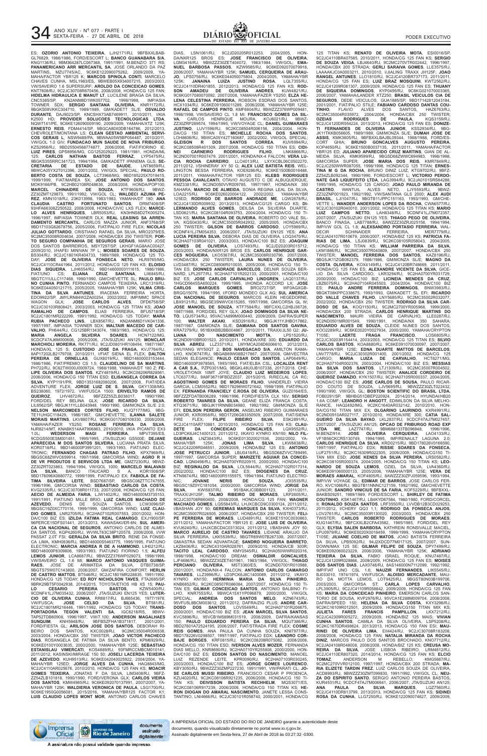ES; **OZORIO ANTONIO TEIXEIRA**, LJH2171/RJ, 9BFBXXLBABGL76829, 1986/1986, FORD/ESCORT L; **BANCO GUANABARA S/A**, KNG1136/RJ, 9BM364287LC067368, 1991/1991, M.BENZ/O 371 RS; **PANAMERICANO ARR MERCANTIL SA**, JOSE ORLANDO DA PAZ MARTINS, MZU7745/AC, 9C6KE1220900752652, 2009/2009, YAMAHA/FACTOR YBR125 K; **MARCOS SPINOLA CONTI**, MARCELO CHAVES CUNHA, MSL1983/ES, 9BWEB05X934007215, 2003/2003, VW/SAVEIRO 1.6 SUPERSURF; **AROLDO DA CONCEICAO GOMES**, KNT7608/RJ, 9C2JC30708R670456, 2008/2008, HONDA/CG 125 FAN; **HIDELMA HIDRAULICA E MANUT LT**, LUCILENE BRAGA DA SILVA, CNC5385/SP, KN2ANM8D1WK057702, 1996/1998, IMP/ASIA TOWNER SDX; **SERGIO SANTANA OLIVEIRA**, KNR1172/RJ, 9BGKS08WKKC304710, 1989/1989, GM/KADETT SL/E; **OSVALDO DURANTE**, DAJ9023/SP, KNCSHX73AB7469911, 2010/2011, I/KIA K2500 HD; **PROVIDER SOLUCOES TECNOLOGICAS LTDA**, NQW7141/PE, 9C6KE126090009190, 2009/2009, YAMAHA/XTZ 125K; **ERNESTO REIS**, FDM4414/SP, 9BGGA80XDB164786, 2012/2013, CHEVROLET/MONTANA LS; **CLEAN GESTAO AMBIENTAL SERVICOS GERAIS L**, NSW9489/PA, 9BWAA05W5BP054487, 2010/2011, VW/GOL 1.0 GIV; **FUNDACAO MUN SAUDE DE NOVA FRIBURGO**, KZS2956/RJ, 9BD25504568774877, 2006/2006, FIAT/FIORINO IE; **LUIZ PIRES**, GPS8956/MG, CG1252029223, 1981/1981, HONDA/ML 125; **CARLOS NATHAN BASTOS FERRAZ**, LYP5475/RJ, 9BGKS35SRRC341723, 1994/1994, GM/KADETT IPANEMA GL/S; **SECRETARIA DE ESTADO DE SAUDE**, LNT8659/RJ, 9BWCA05YX2T012396, 2001/2002, VW/GOL SPECIAL; **PAULO ROBERTO COSTA DE SOUZA**, LCT3968/MG, 9BD185225X7019415, 1999/1999, FIAT/MAREA SX; **JOSE ANTONIO DOS SANTOS**, MOK9166/PB, 9C2HB02108R048636, 2008/2008, HONDA/POP100; **MARCEL CHINAIDRE DE SOUZA**, KTF9608/RJ, 9BWZZZ30ZMT129873, 1991/1992, VW/GOL CL; **WALDECI AZUMA PEREZ**, KMN1018/RJ, 33K013998, 1983/1983, YAMAHA/DT 180; **ANA CLAUDIA CASTRO FORTUNATO SANTOS**, DRM7408/SP, 93HFA66308Z250522, 2008/2008, HONDA/CIVIC LXS FLEX; **MARCELO ALVES HENRIQUES**, LBR5053/RJ, KN3HN85D2TK005274, 1996/1997, IMP/ASIA TOWNER DLX; **REAL LEASING SA ARRENDAMENTO MERCANTIL**, CARLOS MAZZA JUNIOR, ANF3768/SP, 9BD1703G62687856, 2005/2006, FIAT/PALIO FIRE FLEX; **NICOLAS JULIAO GOTTARDO**, CRISTIANO RAFAEL DA SILVA, MRO2376/ES, 9C2MC35008R004634, 2007/2008, HONDA/CBX 250 TWISTER; **PORTO SEGURO COMPANHIA DE SEGUROS GERAIS**, MARIO JOSE DOS SANTOS BARREIROS, MSY7297/SP, LKHGF1AGBAC00427, 2009/2010, I/HAFEI MINIVAN 7P L; **MOISES SOARES DE SOUZA**, BS304/RJ, 9C2JC1801KR404733, 1989/1989, HONDA/CG 125 TODAY; **JOSE DE OLIVEIRA FONSECA NETO**, HLR8765/MG, 9C2JC4110CR441964, 2011/2012, HONDA/CG 125 FAN KS; **ELOISIO DIAS SIQUEIRA**, LIH6554/RJ, 9BD146000031I1815, 1986/1986, FIAT/UNO CS; **ELIANA CRUZ SANTANA**, LIH6845/RJ, 9BGTC11ULLC117468, 1990/1990, GM/CHEVETTE SL; **PAULO BRUNO CUNHA PINTO**, FERNANDO CAMPOS TEIXEIRA, LRC3119/RJ, 9C6KE04405021715, 2005/2005, YAMAHA/YBR 125K; **VILMA CRISTINA DA SILVA ANTUNES**, IRACEMA FERREIRA HORTA, EDO9922/SP, JMYLRN84W2ZA00254, 2002/2002, IMP/MMC SPACE WAGON GLX; **JOSE CARLOS ALVES**, DFO6758/SP, 9C2JC30103R808421, 2003/2003, HONDA/CG 125 TITAN KS; **JOAO RAMALHO DE CAMPOS**, ELIAS FERREIRA, BFU5718/SP, 9C2JC1801MR222298, 1991/1992, HONDA/CG 125 TODAY; **MARA RUBIA PACHECO LINS**, LBX8567/RJ, KN2ANM8D1VK041336, 1997/1997, IMP/ASIA TOWNER SDX; **WALTAIR MACEDO DE CARVALHO**, PH644/RJ, CG125BR1343074, 1983/1983, HONDA/CG 125; **MARIA ANGELA SILVEIRA SOARES**, HCN7122/MG, 9CDCF47AJ6M000606, 2005/2006, JTA/SUZUKI AN125; **MONCLAR MARCHIOLI MOREIRA**, RK771/RJ, 9C2JD08016R108484, 1987/1987, HONDA/XL 125 S; **CUSTODIO JOSE DA FRAGA**, KVJ7764/RJ, 8AP17202LB2179708, 2010/2011, I/FIAT SIENA EL FLEX; **DALTON PEREIRA DE ORNELLAS**, GUX8019/RJ, 9BD146000J5153444, 1986/1986, FIAT/PREMIO CS 1.5; **CLAUDELINO DE SA MARTINS**, PH722/RJ, 9C2ZTW0001000974, 1988/1988, YAMAHA/DT 180 Z; **FELIPE OLIVEIRA DOS SANTOS**, KZY4819/RJ, 9C2KC08206R628561, 2006/2006, HONDA/CG 150 TITAN ESD; **ELISANGELA CORREA DA SILVA**, KYP1191/PR, 9BD1353168Z080206, 2007/2008, FIAT/IDEA ADVENTURE FLEX; **JORGE LUIZ DE S. SILVA**, GKY1308/MG, BS238060, 1972/1972, VW/FUSCA 1500; **ERIVELTO RAMOS DE QUEIROZ**, LHV4672/RJ, 9BFZZZ55ZLB036017, 1990/1990, FORD/DEL REY BELINA GLX; **JOSE RICARDO DA SILVA**, LIL6562/SP, 9BGJK11YLLB043948, 1990/1990, GM/MONZA SL/E 2.0; **NELSON MARCONDES CORTES FILHO**, KUQ7177/MG, 9BGTE11UHGC118428, 1986/1987, GM/CHEVETTE; **LAINNA GALETE MORAIS MARTINS**, LKV8807/RJ, 9C6KG0710801O8330, 2008/2008, YAMAHA/FAZER YS250; **ROSANE FERREIRA DA SILVA**, MJR8214/MT, KNAB5141AAT906863, 2010/2010, I/KIA PICANTO EX3 1.0L; **WEDERSON MAGI FERREIRA**, MPV7395/ES, 9CDG5G00ESM001451, 1995/1995, JTA/SUZUKI GS500E; **DEJANE APARECIDA M DOS SANTOS SILVEIRA**, LUCIANA PRATA SILVA, KOR0718/RJ, 9BD146000P3991201, 1993/1993, FIAT/UNO ELECTRONIC; **FERNANDO CHAGAS PATRAO FILHO**, KPX7968/RJ, 9BGSC68ZWVC659914, 1997/1998, GM/CORSA WIND; **AGRO R H DE VR PRODUTOS E SERVICOS LTDA ME**, GMZ7230/RJ, 9BWZZZ30ZRT023863, 1994/1994, VW/GOL 1000; **MARCELO MALAVASI DA SILVA**, BANCO ITAUCARD S A, KOR1508/SP, 9BD178096X0880772, 1999/1999, FIAT/PALIO EX; **FABIOLA DE FATIMA SILVEIRA LEITE**, BSD7687/SP, 9BGSC08Z7TC747555, 1996/1996, GM/CORSA WIND; **SEBASTIAO CARLOS DA COSTA**, KVG2335/RJ, 9C2JC30708R011733, 2007/2008, HONDA/CG 125 FAN; **AECIO DE ALMEIDA FARIA**, LJW1402/RJ, 9BD146000M3735153, 1991/1991, FIAT/UNO MILLE BRIO; **LUIZ CARLOS MACHADO DE AZEVEDO**, DENIS DE SOUZA SANTOS, LCW3096/SP, 9BGSC19Z0XC770116, 1999/1999, GM/CORSA WIND; **LUIZ CLAUDIO GOMES**, LNR2705/RJ, 9C2HA07102R007553, 2001/2002, HONDA/C100 BIZ ES; **IZILDA FATIMA REAL CAMARGO**, EXJ1900/SP, 9EPERC15DF301441, 2013/2013, KAWASAKI/ER-6N; **SUL AMERICA CIA NACIONAL DE SEGUROS**, ANTONIO CARLOS DE ALMEIDA SANTOS, KOP4260/RJ, WVWLT83C38P120578, 2008/2008, I/VW PASSAT 2.0T FSI; **GERALDA DA SILVA BRITO**, RENE DA FONSECA LIMA, KMH0836/RJ, 9BD146000S5463775, 1995/1995, FIAT/UNO ELECTRONIC; **MARCIA ANDREA R DE A HAMMOND**, LIH0212/RJ, 9BD146000P8809806, 1993/1993, FIAT/UNO FIORINO 1.5; **ALFEU LEMOS JUNIOR**, LCA6687/RJ, 9BWZZZ37ZWP029073, 1998/1998, VW/SAVEIRO CL 1.6 MI; **MARCO ANTONIO VASQUES GUIMARAES**, JOSE DE ARIMATEIA DA SILVA, GTB0738/SP, 9BGTS75W07C143800, 2006/2007, GM/ZAFIRA COMFORT; **HERLIN DE CASTRO MATTOS**, BTS46/RJ, 9C2JC1801MR228835, 1991/1992, HONDA/CG 125 TODAY; **ED ROY NICHOLSON TAVES**, FTA2685/SP, 9BRK298T5F0042938, 2014/2015, TOYOTA/ETIOS HB XS 15; **PAULO CESARIO PEREIRA BASTOS**, KZW5400/RJ, 9CDNF41LJ7M035432, 2006/2007, JTA/SUZUKI EN125 YES; **LUTERCIO DE OLIVEIRA CUNHA**, RR6817/RJ, BJ465436, 1977/1978, VW/FUSCA; **JOSE CELSO DA SILVA**, BT581/RJ, 9C2JC1801MR216446, 1991/1992, HONDA/CG 125 TODAY; **TRANSPORTADORA TEON VALENTI SA**, GCE8218/RS, 9BWVTAP52TDB60908, 1996/1997, VW/7.100; **ANDERSON MAGALHAES SUNQUIM**, KNH5948/RJ, 9BFBSZFHA1B371817, 2001/2001, FORD/FIESTA GL; **ARILSON JOSE DOS SANTOS**, DEBORAH RIBEIRO DOS SANTOS, KXC0028/RJ, 9C2MC35004R006538, 2003/2004, HONDA/CBX 250 TWISTER; **JOAO VICTOR PACHECO DIAS**, ROSANGELA DE FATIMA DA SILVA BENTO, KPM8329/RJ, 9C6KE0100Y0003635, 2000/2000, YAMAHA/YBR 125E; **SEBASTIAO ESTANISLAU VIMERCATI**, KOS4889/RJ, 93FMRCCMBCM010141, 2011/2012, KASINSKI/MIRAGE 150 50; **JOSELI LACERDA TEIXEIRA DE AZEVEDO**, KUH9513/RJ, 9C6KE0420400S925922, 2004/2004, YAMAHA/YBR 125ED; **JORGE ALVES DA CUNHA**, HAQ8843/MG, 9C2JC4110AR025676, 2010/2010, HONDA/CG 125 FAN KS; **MOACIR GOMES TEIXEIRA**, JONATAS F DA SILVA, LIM3408/RJ, 9BFZZZ54ZLB101818, 1990/1990, FORD/VERONA GLX; **CARLOS VIEIRA DOS SANTOS**, KMV4985/RJ, 9C6KE092070137991, 2007/2007, YAMAHA/YBR 125K; **WALDIERIA VERONICA DE PAULA**, LSG1700/RJ, 9C6KE1950G0056081, 2015/2016, YAMAHA/YBR125 FACTOR K1; **LUIS CLAUDIO LOPES MONT MOR**, ANTONIO CARLOS CHAVES DIAS, LSN1061/RJ, 9C2JD20205R012253, 2004/2005, HONDA/NXR125 BROS ES; **JOSE FRANCISCO DE OLIVEIRA**, LGM3416/RJ, 9BWZZZ30ZET404072, 1983/1984, VW/GOL; **EMANUEL BARBOSA PASSOS**, KZW9585/RJ, 9C6KE092070079918, 2006/2007, YAMAHA/YBR 125K; **SAMUEL CERQUEIRA DE ARAUJO**, LPS0756/RJ, 9C6KE0440500759604, 2004/2005, YAMAHA/YBR 125K; **JANAINA LUIZA JUSTINO ROSA**, LQL7355/RJ, 9C2JC4110DR402855, 2012/2013, HONDA/CG 125 FAN KS; **RODSON AMADEU DE OLIVEIRA ANDRES**, KUW4821/RJ, 9C6KG0710800070792, 2007/2008, YAMAHA/FAZER YS250; **ELZA HELENA CELESTINA FERREIRA**, ROBSON ESDRAS DOS SANTOS, KPC1034/RJ, 9C6KE0916001289, 2008/2008, YAMAHA/YBR 125E; **RAFAEL DE CAMPOS PINTO**, KMF6804/RJ, 9BWZZZ376WP009481, 1998/1998, VW/SAVEIRO CL 1.8 MI; **FRANCISCO GOMES DA SILVA**, CARLOS HENRIQUE MOURA, KOJ6021/RJ, 9BWZZZ30ZRP289574, 1994/1995, VW/VOYAGE CL; **DANIEL GUIMARAES JUSTINO**, LUV1598/RJ, 9C2KC08504R006156, 2004/2004, HONDA/CG 150 TITAN ES; **MICHELLE ROCHA DOS SANTOS**, LOH8606/RJ, 9BWCA05Y42T160687, 2002/2002, VW/GOL SPECIAL; **GLEISON R DOS SANTOS CORREA**, KUV6994/RJ, 9C2JC30808R401309, 2007/2008, HONDA/CG 150 TITAN ES; **CIDINEI CARNEIRO RODRIGUES FILHO**, LNK8866/RJ, 9C2ND0700IR007479, 2001/2001, HONDA/NX-4 FALCON; **VERA LUCIA ROCHA CARREIRO**, LLO4013/RJ, LXYXCBL06C0502270, 2011/2012, I/SHINERAY XY 50 Q; **ALEX LUIZ BATISTA REIS**, WELLINGTON BESSA FERREIRA, KOE9286/RJ, 9C6KE1500B0016488, 2011/2011, YAMAHA/FACTOR YBR125 ED; **KLEBS RODRIGUES PESSOA CAVALCANTI**, OTAVIO AUGUSTO C DE ALBUQUERQUE, KMZ3381/RJ, 9C2ND05OVR009785, 1997/1997, HONDA/NX 350 SAHARA; **MARCIO DE ALMEIDA**, SONIA REGINA LEAL DA SILVA, LOA2215/RJ, 9C6KE0620024011225, 2002/2002, YAMAHA/YBR 125ED; **RODRIGO DE BARROS ANDRADE ME**, LGW2678/RJ, 9C2JC4130DR009932, 2013/2013, HONDA/CG125 CARGO KS; **DILERMANDO ALVES GOMES**, DEILSA DA SILVEIRA DUARTE, LSD0621/RJ, 9C2KC08104R009753, 2004/2004, HONDA/CG 150 TITAN KS; **MARIA SANTANA DE OLIVEIRA**, ROBERTO DO VALE SILVA, KQS0430/RJ, 9C2MC35005R042932, 2005/2005, HONDA/CBX 250 TWISTER; **GILSON DE BARROS CARDOSO**, LOY5989/RJ, 9CDNF41LJ7M054353, 2006/2007, JTA/SUZUKI EN125 YES; **ANA LUCIA PEREIRA SILVA**, DEBORA DIAS DE OLIVEIRA, LOQ3470/RJ, 9C2HA07103R041021, 2003/2003, HONDA/C100 BIZ ES; **JOAQUIM GOMES DE OLIVEIRA**, LOS7493/RJ, 9C2JD20203R015712, 2003/2003, HONDA/NXR125 BROS ES; **CARLOS HENRIQUE GARCES NOGUEIRA**, LKO5367/RJ, 9C2MC35008R030796, 2007/2008, HONDA/CBX 250 TWISTER; **LAURA NUNES DE OLIVEIRA**, LVD3487/RJ, 9C2KC08506R010035, 2005/2006, HONDA/CG 150 TITAN ES; **DIONNES ANDRADE BARCELOS**, DELNIR SOUZA BERNARDI, LPL2977/RJ, 9C2HA07101R202133, 2000/2001, HONDA/C100 BIZ ES; **JOSE CARLOS CARVALHO LINDGREN**, LAQ0137/RJ, 1HGCD5645SA050224, 1995/1995, I/HONDA ACCORD LX; **JOSE CARLOS MARQUES GOMES**, BRO2727/SP, WF0AG0GBRGG15076, 1994/1995, I/FORD MONDEO GLX AG; **SUL AMERICA CIA NACIONAL DE SEGUROS**, MARCOS KLEIN HEGEDORNE, LBX9121/RJ, 9BGSE38WWVC615265, 1997/1998, GM/CORSA GL W; **JOSE MANOEL DE SOUZA**, KTF7584/RJ, 9BFCXXLC2HBJ36726, 1987/1988, FORD/DEL REY GLX; **JOAO DOMINGOS DA SILVA NETO**, LOU5734/RJ, 95VACVA8B9M000440, 2009/2009, DAFRA/SUPER 100; **WALTER AKAKI**, KSD2916/RJ, 9BGJK11YJHB017862, 1987/1987, GM/MONZA SL/E; **DAMIANA DOS SANTOS GAVINA**, KPA7278/RJ, 951BXKBB2BB004867, 2010/2011, TRAXX/JL50 Q2; **JULIANA DO NASCIMENTO MOTTA**, LPS1520/RJ, 9C2ND0910BR001523, 2010/2011, HONDA/XRE 300; **EDUARDO DA SILVA ABREU**, LLZ5317/RJ, LWYNCA20B6006610, 2012/2013, I/WUYANG WY50QT 2; **BOS NAVEGACAO S/A**, AMILTON RAMALHO, KNO6747/RJ, 9BGAB69W08B217867, 2007/2008, GM/VECTRA SEDAN ELEGANCE; **PAULO CESAR DOS SANTOS**, LAP0649/RJ, 9BD146000P3978585, 1993/1993, FIAT/ELBA CSL; **LOCALIZA RENT A CAR S.A.**, PZP0301/MG, 9BGKL48U0JB107338, 2017/2018, CHEVROLET/ONIX 10MT JOYE; **CLAUDIO LUIZ MEDEIROS LOPES**, LTC6377/RJ, 9A9F36719FBDZ2037, 2015/2015, R/RECLAL CA RC; **AGOSTINHO GOMES DE MORAES FILHO**, VANDERLEI VIEIRA GARCIA, LOM3852/RJ, 9BD178296W0721642, 1998/1998, FIAT/PALIO EX; **FERNANDA FRANCIELY C.ROSA DE OLIVEIRA**, GUZ0164/ES, 9BFZZZFDAT8006289, 1996/1996, FORD/FIESTA CLX 16V; **SERGIO ROBERTO TAVARES DA SILVA**, GEANE ELIZA FRANCA COSTA, KTQ3671/RJ, 9BGJK11RNNB034980, 1992/1992, GM/MONZA SL/E EFI; **EDILSON PEREIRA GERON**, ANSELMO RIBEIRO GUIMARAES JUNIOR, KXR0958/RJ, 9BD17206G83350509, 2007/2008, FIAT/SIENA FIRE FLEX; **FILIPE RIBEIRO SILVA**, ESK2891/RJ, 9C2JC4110AR716881, 2010/2010, HONDA/CG 125 FAN KS; **CLAUDETE DA CONCEICAO GONCALVES**, LOW5529/RJ, LD3PCK6J4C1400123, 2011/2012, I/KAYO KYNRO KN150; **NILO FILGUEIRAS**, LNZ3843/RJ, 9C6KE0130200211536, 2002/2002, YAMAHA/YBR 125K; **JONAS LIMA DA SILVA**, LKW8836/RJ, 9C2JC42209R456551, 2009/2009, HONDA/BIZ 125 ES; **ANTONIO JOSE PETRUCCI JUNIOR**, LBU0418/RJ, 9BGSD68ZVVC789495, 1997/1997, GM/CORSA SUPER; **MARIZETE AGUIAR DA CONCEICAO**, LQN0498/RJ, 9C2HA0700R020915, 2000/2000, HONDA/C100 BIZ; **REGINALDO DA SILVA**, LOL5644/RJ, 9C2HA07102R017314, 2002/2002, HONDA/C100 BIZ ES; **DIOGENES DA CRUZ**, KTN8874/RJ, 9BD146000R5155975, 1994/1994, FIAT/UNO ELECTRONIC; **JOVANE NERIS DE SOUZA**, JOI3535/RJ, 9BGSC19Z0YC161054, 2000/2000, GM/CORSA WIND; **JORGE DA SILVA**, KWI5837/RJ, 951BAKJC0BB001123, 2011/2011, TRAXX/JH125F; **TAUMO RIBEIRO DE MORAES**, LRP2609/RJ, 9C2JC30708R664000, 2008/2008, HONDA/CG 125 FAN; **WAGNER MACHADO GOMES**, LQS5843/RJ, LHJXCBCD9C0300124, 2011/2012, I/BASHAN JOY 50; **GEREMIAS MARQUES DA SILVA**, KXH0373/RJ, 9C2MC35007R026505, 2006/2007, HONDA/CBX 250 TWISTER; **FELIPE FERREIRA DE MORAES**, LUD4891/RJ, 9C6KE1510C0030863, 2011/2012, YAMAHA/FACTOR YBR125 E; **JOSE LUIZ DE OLIVEIRA**, KVL9240/RJ, LHJXCBCD4C0313024, 2011/2012, I/BASHAN JOY 50; **MARCO AURELIO DE CASTRO TAVARES**, LIDIANE ARAUJO DA SILVA FERREIRA, LKK5539/RJ, 9BGTR69W07B267339, 2007/2007, GM/ASTRA SEDAN ADVANTAGE; **SANDRO NOGUEIRA BARRETO**, LKZ8406/RJ, 9C2JC4310AR028761, 2009/2010, HONDA/CB 300R; **TACITO LEAL CARDOSO**, KMY0545/RJ, 9C2HA050WVR002316, 1998/1998, HONDA/C100 DREAM; **OSWALDIR GONCALVES**, LJF4686/RJ, 9BWZZZ30ZET401961, 1983/1984, VW/GOL; **THIAGO PERCIANO OLIVEIRA**, MST3360/ES, 9C2ND0700IR010988, 2001/2001, HONDA/NX-4 FALCON; **ANTONIO CARLOS CAMARGO TAVARES**, LLZ3996/RJ, LD3PCK6J8C1400089, 2011/2012, I/KAYO KYNRO KN150; **HERMINIA MARIA DA SILVA PINHEIRO**, KNB6852/RJ, 9C2KC08507R086084, 2007/2007, HONDA/CG 150 TITAN ES; **GILMAR CONCEICAO SANTOS**, ANTONIO BALBINO FILHO, KNR7553/RJ, 9BWCA15X1YP096879, 2000/2000, VW/GOL SPECIAL; **ANDREIA DOS SANTOS MELO**, KZN6743/RJ, 95VFU5L8BCM003612, 2011/2012, DAFRA/ZIG PLUS; **ANDRE CARDOSO DOS SANTOS**, LOV5649/RJ, 9C2HA07101R206675, 2000/2001, HONDA/C100 BIZ ES; **JEAN MARCEL SILVA SANTOS**, KVC5896/RJ, 95VCB1M589M031515, 2008/2009, DAFRA/KANSAS 150; **PAULO EDUARDO PEREIRA DA SILVA**, MQU7386/RJ, 9BD27801A72524195, 2006/2007, FIAT/STRADA FIRE FLEX; **COSME REIS GOMES**, ANA PAULA DA CUNHA SOUZA, KNI7977/RJ, 9BD178226V0098507, 1997/1997, FIAT/PALIO EDX; **LEANDRO CORDAO BORGES**, KRP0815/RJ, 9C2KC08208R070692, 2008/2008, HONDA/CG 150 TITAN ESD; **IVERSON ALVES MOZER**, FERNANDA DIAS MELLO, KNR8690/RJ, 9C2HA07I0YR255808, 2000/2000, HONDA/C100 BIZ ES; **EDSON SANTOS DO NASCIMENTO**, MANOEL LUIZ REZENDE LEITE, KPR0090/RJ, 9C2HA07103R030245, 2003/2003, HONDA/C100 BIZ ES; **JORGE GOMES LOURENCO**, KBY3050/RJ, 9BWZZZ30ZMP227230, 1991/1991, VW/PARATI CL; **JOSE CARLOS MUSSI RIBEIRO**, FRANCISCO CESAR P PROENCA, KZU4020/RJ, 9C2KC08106R612235, 2006/2006, HONDA/CG 150 TITAN KS; **DENILSON BATISTA REICHELLIN**, MQS3071/ES, 9C2KC08106R917239, 2006/2006, HONDA/CG 150 TITAN KS; **HERON DIOGAN DO AMARAL NASCIMENTO**, JANETE LESSA CONSTANTINO, LNI4666/RJ, 9C2JC30101R058740, 2000/2001, HONDA/CG 125 TITAN KS; **RENATO DE OLIVEIRA MOTA**, ESI0016/SP, 9C2JC4110BR407585, 2010/2011, HONDA/CG 125 FAN KS; **SERGIO DE SOUZA VEIGA**, LBJ4640/RJ, 9C2MC270VTR002442, 1996/1997, HONDA/CBX 200 STRADA; **GERLI SARAIVA GOMES**, LLE3575/RJ, LAAAAKJC0A0003211, 2010/2010, I/JIALING TRAXX JH125F; **JOAO RANGEL ANTUNES**, LLO1810/RJ, 9C2JC4120BR737173, 2011/2011, HONDA/CG 125 FAN ES; **LUIZ BRAZ MOSQUINI**, KWT2562/RJ, 9C2JC4120R081307, 2009/2009, HONDA/CG 125 FAN ES; **THUANY DE SIQUEIRA DOMINGOS**, KYP0495/RJ, 9C6KG0210?000365, 2006/2007, YAMAHA/LANDER XTZ250; **BRASIL VEICULOS CIA DE SEGUROS**, DEDE VEICULOS, GUA1885/SP, 9BD17142812043184, 2001/2001, FIAT/PALIO STILE; **FABIANO CARDOSO DANTAS COUTINHO**, FLAVIO ALVES DOS SANTOS, HAZ6763/RJ, 9C2MC35004R035972, 2004/2004, HONDA/CBX 250 TWISTER; **OZEIAS RODRIGUES DE PAULA**, KOS3159/RJ, 9C2JC4120DR554224, 2013/2013, HONDA/CG 125 FAN ES; **DONIZETI FERNANDES DE OLIVEIRA JUNIOR**, KSS2934/RJ, 9BGJK11TKKB056605, 1989/1989, GM/MONZA SL/E; **DUMAH JOSE DE ASSIS**, KMK3605/RJ, 9BFBXXLBAJBL09344, 1988/1988, FORD/ESCORT GHIA; **BRUNO GONCALVES AUGUSTO PEREIRA**, KOP4650/RJ, 9C6KE1500B0037135, 2011/2011, YAMAHA/FACTOR YBR125 ED; **JULIANO APARECIDO CRUZ MARTINS**, GIAN DE ALMEIDA SILVA, KMK9599/RJ, 9BGSD68ZWVC694983, 1998/1998, GM/CORSA SUPER; **JOSE MARIA DOS REIS**, KMR7849/RJ, 9C2JC250WWR087055, 1998/1998, HONDA/CG 125 TITAN; **ERNESTINA M G DA ROCHA**, BRUNO DINIZ LUIZ, KTG9702/RJ, 9BFZZZ54ZLB092344, 1990/1990, FORD/ESCORT L; **VICTORIO PERDONATE GAS LIQUEFEITO LTDA**, LAG3994/RJ, 9C2JA0101SRS84288, 1995/1995, HONDA/CG 125 CARGO; **JOAO PAULO MIRANDA DE CASTRO**, WANTUIL ALVES NETO, LJY5934/RJ, 9BWZZZ32ZNP001923, 1992/1992, VW/SANTANA GLS 2000; **ALEX AUDI BRASIL**, LJI1047/RJ, 9BGTB11JPPC151163, 1993/1993, GM/CHEVETTE L; **WANDER ANDERSON LOPES DA ROCHA**, CWK6377/RJ, 9C2JC30102R040010, 2001/2002, HONDA/CG 125 TITAN KS; **MARIO LUIZ CAMPOS NETTO**, LAH3848/RJ, 9CDNF41LJ7M072357, 2007/2007, JTA/SUZUKI EN125 YES; **THIAGO PEGO DE OLIVEIRA**, BANCO FINASA, LAB7788/RJ, 8AWZZZ30ZRJ025158, 1994/1994, IMP/VW GOL CL 1.8; **ALEXSANDRO PORTASIO FERREIRA**, WALDECIR SCHINAIDER FERREIRA, MER7778/RJ, 9C2JA04107R010679, 2006/2007, HONDA/BIZ 125 KS; **PATRICIA FARIAS DE LIMA**, LSJ0839/RJ, 9C2KC08105R508043, 2004/2005, HONDA/CG 150 TITAN KS; **WILLIAM PARREIRA DA SILVA**, LKM1886/RJ, 9C2MC35007R040809, 2007/2007, HONDA/CBX 250 TWISTER; **MANOEL FERREIRA DOS SANTOS**, KAZ8196/RJ, 9BGSJK11ZGB062379, 1986/1986, GM/MONZA SL/E; **MAGNO DA COSTA OLIVEIRA**, KOX4149/RJ, 9C2JC4120R748669, 2011/2011, HONDA/CG 125 FAN ES; **ALEXANDRE VICENTE DA SILVA**, CICELIO DA SILVA CARDOSO, LKR3294/RJ, 9C2HA07I0YR031729, 2000/2000, HONDA/C100 BIZ; **LICINEIA MENDES DA CRUZ**, LBZ6075/RJ, 9C2HA07104R045503, 2004/2004, HONDA/C100 BIZ ES; **PAULO ANDRE FERREIRA DOMINGOS**, BWX9983/RJ, 9BGKT08KPPC336675, 1993/1993, GM/KADETT SL EFI; **RICARDO DO VALLE CHAVES FILHO**, LNY6685/RJ, 9C2MC35002R032077, 2002/2002, HONDA/CBX 250 TWISTER; **RODRIGO DA SILVA CARDOSO DE SA**, KOQ1150/RJ, 9C2MC270YR005968, 1999/2000, HONDA/CBX 200 STRADA; **CARLOS HENRIQUE MARTINS DO NASCIMENTO**, MAURI VIEIRA DE CARVALHO, LEO2878/RJ, 9C2ND0501MR001549, 1990/1991, HONDA/NX 350 SAHARA; **EDUARDO ALVES DE SOUZA**, CLEIDE NUNES DOS SANTOS, KOO2289/RJ, 9C6KE0020Y0027934, 2000/2000, YAMAHA/CRYPTON T105E; **LAERTE FRAGA FRANCISCO**, LOS6805/RJ, 9C2JC30203R154414, 2003/2003, HONDA/CG 125 TITAN ES; **SILVIO CARLOS BASTOS**, KXA8808/RJ, 9C6KE091070030097, 2007/2007, YAMAHA/YBR 125E; **EDNA DUARTE MATTOS DE FIGUEIREDO**, LNV7778/RJ, 9C2JC30302R014100, 2001/2002, HONDA/CG 125 CARGO; **MARIA LUIZA DE CARVALHO**, HCT8271/MG, 9C2HA07104R002376, 2003/2004, HONDA/C100 BIZ ES; **MESSIAS DA SILVA DOS SANTOS**, LTJ3009/RJ, 9C2MC35007R004502, 2006/2007, HONDA/CBX 250 TWISTER; **ANALICE CORDEIRO DE QUEIROZ DAMAZIO**, KYK1507/RJ, 9C2HA07105R000337, 2004/2005, HONDA/C100 BIZ ES; **JOSE CARLOS DE SOUZA**, PAULO RICARDO COUTO DE SOUZA, LJV5695/RJ, 9BWZZZ30ZLT022432, 1990/1990, VW/GOL GL; **BOSTON SCIENTIFIC DO BRASIL LTDA**, FOB0291/SP, 9BHBG51DBEP220924, 2014/2014, HYUNDAI/HB20 1.6A COMF; **LEANDRO H ANGOTT**, EDIMILSON DA SILVA MELHORANCE, HAQ2492/MG, 9C2KC1640AR032142, 2010/2010, HONDA/CG150 TITAN MIX EX; **OLGARINO LAURINDO**, KXR4991/RJ, 9C2ND0910AR027117, 2010/2010, HONDA/XRE 300; **CATIA SALGUEIRO DA SILVA BAYAO**, LKL2837/RJ, 9CDCF47AJ7M027457, 2007/2007, JTA/SUZUKI AN125; **OPCAO DE FRIBURGO ROAD EXP LTDA ME**, LAZ7747/RJ, 9BM688138TB096948, 1996/1996, M.BENZ/914; **JOSE OLIVEIRA CERQUEIRA**, LAO4133/RJ, VF1B56CKCRS130749, 1994/1995, IMP/RENAULT LAGUNA 2.0; **CARLOS HENRIQUE DA SILVA**, KRD0215/RJ, 9BD178026V0166590, 1997/1997, FIAT/PALIO EDX; **RISSIE SOARES DA FONSECA**, LUF2751/RJ, 9C2KC1630R022305, 2009/2009, HONDA/CG150 TITAN MIX ESD; **JOSE KENES DA SILVA PEREIRA**, LRS0582/RJ, 9C2KC08105R000374, 2004/2005, HONDA/CG 150 TITAN KS; **LEONARDO DE SOUZA LEMOS**, OZIEL DA SILVA, LWA3460/RJ, 9C6KE091060000133, 2005/2006, YAMAHA/YBR 125E; **VERA DE MORAES AMARAL**, KOF4805/RJ, 8AWZZZ30ZPJ059596, 1993/1994, IMP/VW VOYAGE GL; **EDIMAR DE BARROS**, JOSE CARLOS FERRO, KVC1066/RJ, 9BGTR11WN0C127159, 1992/1992, GM/CHEVETTE JUNIOR; **SANDRO VINICIUS DE SA FARIA**, KOF5229/RJ, 9BFBXXBAKBS09251, 1989/1989, FORD/ESCORT L; **SHIRLEY DE FATIMA COUTINHO**, KSK1467/RJ, LBMXTD67584, 1980/1980, FORD/CORCEL II; **RONALDO SOUZA SANTOS**, LRF3550/RJ, LVVDB12B3CD029253, 2011/2012, I/CHERY QQ3 1.1; **RODRIGO DA FONSECA ANJOS**, LOV2761/RJ, 9C2MC35003R130020, 2003/2003, HONDA/CBX 250 TWISTER; **CARLOS ROBERTO RODRIGUES DE MORAES**, KUG1467/RJ, 9BFCXXLB2CFA43582, 1985/1985, FORD/DEL REY GLX; **ELYSIA SALEN BARBOSA**, KATHREIN ROSENVALLE MACIEL, LPU0979/RJ, 9C6KE0020X0018459, 1999/1999, YAMAHA/CRYPTON T105E; **JILVANE COELHO DE MATOS**, JOAO BATISTA FERREIRA DA SILVA, LPB5092/RJ, 9A2XDCD77M017125, 2007/2007, SUNDOWN/MAX 125 SE; **GILMAR FELIPE DE SOUZA**, DPY7499/RJ, 9C6KE0920600223229, 2006/2006, YAMAHA/YBR 125K; **ADRIANO TEIXEIRA DA SILVA**, FABIO ISRAEL ROQUE, KNU7487/RJ, 9C2JC41209R028866, 2009/2009, HONDA/CG 125 FAN ES; **MOISES SANTOS DOS DIAS**, LAX0748/RJ, 8AS144000M712099, 1992/1992, IMP/FIAT UNO CSL 1.6; **VAGNER FERNANDES**, LIK5545/RJ, BJ033010, 1974/1974, VW/FUSCA; **ALOISIO MERCADANTE**, MAURO DA MOTTA LEMOS, LOT9425/RJ, 9BGST80N0B199706, 2003/2003, GM/CORSA ST; **CARLA LOPES CARVALHO**, LPL3905/RJ, 9C2JC4110R058842, 2009/2009, HONDA/CG 125 FAN KS; **MARIA DA CONCEICAO PINHEIRO**, EMERSON CARLOS SANTORIO DE SOUSA, KVP2976/RJ, 95VCA1E28M009704, 2008/2008, DAFRA/SPEED 150; **HELENA DA SILVA COSTA**, KXY3298/RJ, 9C2KC1610R012501, 2009/2009, HONDA/CG150 TITAN MIX KS; **JULIETA FARES FRANCIS PAMPLONA**, LKX7212/RJ, 9C2JC42309R005272, 2009/2009, HONDA/BIZ 125 MAIS; **VIVIAN CUNHA SANTOS**, CAMILA DA SILVA OLIVEIRA, LSP5208/RJ, 9C2KC1670DR498624, 2013/2013, HONDA/CG 150 FAN ESI; **MAURINEI DE OLIVEIRA LIMA**, EII4424/RJ, 9C2JC3070BR183208, 2008/2008, HONDA/CG 125 FAN; **NATALIA MIRANDA DA ROCHA DINIZ**, MARCOS PAULO DOS SANTOS BROCHADO, KNO7712/RJ, 9C2JA0410BR048008, 2008/2008, HONDA/BIZ 125 KS; **CREUSA MOREIRA DA SILVA**, JOSE LISBOA RIBEIRO, LRM4612/RJ, 9C2JC4110ER307320, 2014/2014, HONDA/CG 125 FAN KS; **ELCIO TOMAZ**, ANDERSON M REBELLO, KMG5667/RJ, 9C2MC270VVR021100, 1997/1997, HONDA/CBX 200 STRADA; **MARIA ELIZETE TARDIN FREZ**, LUIZ CARLOS SOUZA DE OLIVEIRA, ACD8993/RJ, 9BWZZZ30ZMT099830, 1991/1992, VW/GOL CL; **NEUZA DO ESPIRITO SANTO**, SERGIO ANTONIO PEREIRA BASTOS, KUR4531/RJ, 9CDCF47AJ7M008641, 2006/2007, JTA/SUZUKI AN125; **ANA PAULA DA SILVA MARQUES**, LQZ7560/RJ, 9C2JC4110ER813799, 2013/2013, HONDA/CG 125 FAN KS; **SIDINEI ROSA DA CUNHA**, LLG7250/RJ, 9C6KE122090074627, 2009/2009,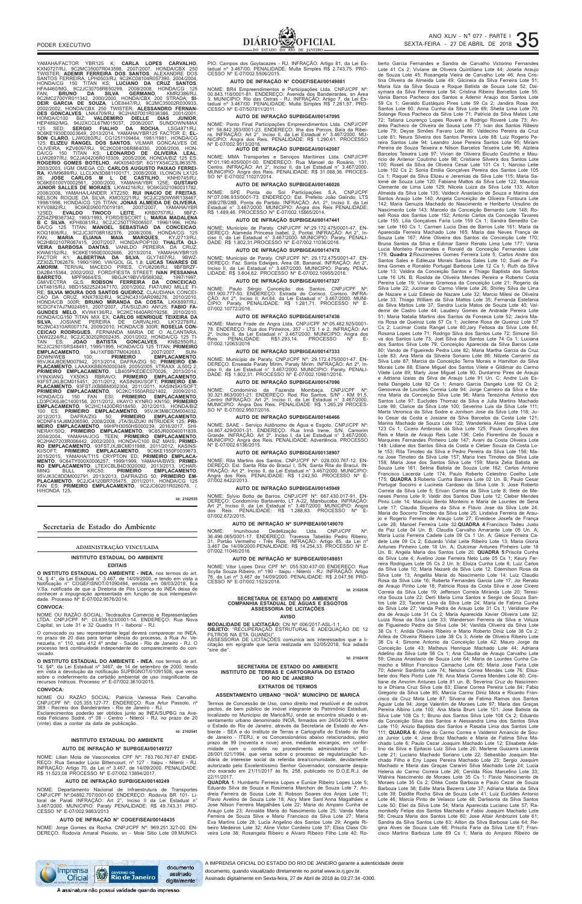YAMAHA/FACTOR YBR125 K; **CARLA LOPES CARVALHO**, KXN0727/RJ, 9C2MC35007R043598, 2007/2007, HONDA/CBX 250 TWISTER; **ADEMIR FERREIRA DOS SANTOS**, ALEXANDRE DOS SANTOS FERREIRA, LPH0503/RJ, 9C2KC08104R057390, 2004/2004, HONDA/CG 150 TITAN KS; **LUCIANO DA CRUZ SANTOS**, HFA4460/MG, 9C2JC30708R650299, 2008/2008, HONDA/CG 125 FAN; **BRUNO DA SILVA GERMANO**, KMR2386/RJ, 9C2MC2700YR011342, 2000/2000, HONDA/CBX 200 STRADA; **SIDEIR GARCIA DE SOUZA**, LOE8447/RJ, 9C2MC35002R030933, 2002/2002, HONDA/CBX 250 TWISTER; **ALESSANDRO FERNANDES GONCALVES**, LNK4709/RJ, 9C2HA07001R036386, 2001/2001, HONDA/C100 BIZ; **VALDEMIRO DIELLE DIAS JUNIOR**, HEP4892/MG, 94J2XCCL67M015037, 2006/2007, SUNDOWN/MAX 125 SED; **SERGIO FIALHO DA ROCHA**, LSG4871/RJ, 9C6KE1930E0003649, 2013/2014, YAMAHA/YBR125 FACTOR E; **ELSON CLARO**, LJW0260/RJ, CG1251109464, 1981/1981, HONDA/CG 125; **ELIZEU RANGEL DOS SANTOS**, VILMAR GONCALVES DE OLIVEIRA, KZV6097/RJ, 9C2KC08106R864030, 2006/2006, HONDA/CG 150 TITAN KS; **LEONARDO DE OLIVEIRA LEAL**, LUW2697/RJ, 9C2JA04206R010309, 2005/2006, HONDA/BIZ 125 ES; **ROGERIO GOMES BOTELHO**, AKX0540/SP, 6G1YX54C23L963576, 2003/2003, I/GM OMEGA CD; **CARLOS AUGUSTO PAIXAO FERREIRA**, KVM9689/RJ, LLCLXN3D881100171, 2008/2008, I/LONCIN LX125 26; **JOSE CARLOS M L DE CASTILHO**, KNH0745/RJ, 9C6KE0100Y0002561, 2000/2000, YAMAHA/YBR 125E; **GUSTAVO JUNIOR SALLES DE MORAES**, LKW4216/RJ, 9C6KG0210B0031782, 2008/2008, YAMAHA/LANDER XTZ250; **RUI INACIO DE FREITAS**, NELSON ROQUE DA SILVA, KMO3221/RJ, 9C2JC250WWR138467, 1998/1998, HONDA/CG 125 TITAN; **JONAS ALMEIDA DE OLIVEIRA**, KYV0882/RJ, 9C6KE0900T0019181, 2007/2007, YAMAHA/YBR 125ED; **EVALDO TINOCO LEITE**, KRB0757/RJ, 9BFZZ54ZPB387342, 1993/1993, FORD/ESCORT L; **MARIA MADALENA B C SILVA**, KPH6081/RJ, 9C2JC2507TR006507, 1996/1996, HONDA/CG 125 TITAN; **MANOEL SEBASTIAO DA CONCEICAO**, KOQ1806/RJ, 9C2JC30708R182376, 2008/2008, HONDA/CG 125 FAN; **MARIA LUANA MAIA MARQUES**, KYJ2713/RJ, 9C2HB02107R067415, 2007/2007, HONDA/POP100; **THALITA OLIVEIRA BARBOSA DANTAS**, VANILDO PEREIRA DA CRUZ, KWA6152/RJ, 9C6KE1950E0002686, 2013/2014, YAMAHA/YBR125 FACTOR K1; **ALBERTINA DA SILVA**, GLY7407/RJ, 9BWZZZ30ZLT062679, 1990/1990, VW/GOL GL 1.8; **LUCAS TAVARES DE AMORIM**, TERIVAL MACEDO PIRES, CYU6206/RJ, 9BFBRZFDA2B415364, 2002/2002, FORD/FIESTA STREET; **IVAN PESSANHA BARRETO**, MPF6644/ES, 9BGJK19BVVB568382, 1997/1997, GM/VECTRA GLS; **ROBSON FERREIRA DA CONCEICAO**, LNT4815/RJ, 9BD15822524347170, 2001/2002, FIAT/UNO MILLE FIRE; **SILVIA MOURA DOS SANTOS QUEIROZ**, CLAUDIANA CONCEICAO DA CRUZ, KNX7832/RJ, 9C2NC4310AR098276, 2010/2010, HONDA/CB 300R; **BRUNO MIRANDA DA COSTA**, LKK8887/RJ, 9CDCF47AJ7M024951, 2007/2007, JTA/SUZUKI AN125; **FABIO FAGUNDES MELO**, KVW4136/RJ, 9C2KC1640AR019256, 2010/2010, HONDA/CG150 TITAN MIX EX; **CARLOS HENRIQUE TEIXEIRA DA SILVA**, JOSIANE PEREIRA DE CARVALHO, LKY2278/RJ, 9C2NC4310AR007174, 2009/2010, HONDA/CB 300R; **ROSELIA CONCEICAO RODRIGUES**, FERNANDA MARIA DE O ALCANTARA, LNW2224/RJ, 9C2JC30202R002435, 2001/2002, HONDA/CG 125 TITAN ES; **JOAO BATISTA GONCALVES**, KNB2550/RJ, 9C2JC2501SRS48491, 1995/1995, HONDA/CG 125 TITAN; **PRIMEIRO EMPLACAMENTO**, 94J1XFBB7M7042683, 2007/2007, SUNDOWN/WEB 100; **PRIMEIRO EMPLACAMENTO**, 95VJK4J8DEM007942, 2013/2014, DAFRA/ZIG 50; **PRIMEIRO EMPLACAMENTO**, LAAAXKBB050000349, 2005/2005, I/TRAXX JL50Q 2; **PRIMEIRO EMPLACAMENTO**, LB405PKE0DEC070026, 2013/2014, I/YINXIANG YX50Q 3 BRAVO; **PRIMEIRO EMPLACAMENTO**, 93FST2XLBCM015451, 2011/2012, KASINSKI/SOFT; **PRIMEIRO EMPLACAMENTO**, 93FST2XLBBBM002304, 2011/2011, KASINSKI/SOFT; **PRIMEIRO EMPLACAMENTO**, 9C2KC1550AR021402, 2009/2010, HONDA/CG 150 FAN ESI; **PRIMEIRO EMPLACAMENTO**, LD3PCK6J8C1400156, 2011/2012, I/KAYO KYNRO KN150; **PRIMEIRO EMPLACAMENTO**, 9C2HC1420DR018450, 2012/2013, HONDA/BIZ 100 ES; **PRIMEIRO EMPLACAMENTO**, 95VJK3M6CDM004032, 2012/2013, DAFRA/ZIG 50; **PRIMEIRO EMPLACAMENTO**, 9CDNF41LJ8M206590, 2008/2008, JTA/SUZUKI INTRUDER 125; **PRIMEIRO EMPLACAMENTO**, 99HPH3050HS000239, 2016/2017, SHINERAY/50Q; **PRIMEIRO EMPLACAMENTO**, 9C6SJR0040001839, 2004/2004, YAMAHA/JOG TEEN; **PRIMEIRO EMPLACAMENTO**, 9C2HA07203R066442, 2002/2003, HONDA/C100 BIZ MAIS; **PRIMEIRO EMPLACAMENTO**, 93FST2XJBCM011986, 2011/2012, KASINSKI/SOFT; **PRIMEIRO EMPLACAMENTO**, 9C6KE1550F0039673, 2015/2015, YAMAHA/T115 CRYPTON ED; **PRIMEIRO EMPLACAMENTO**, 9C6KT0000X0006257, 1999/1999, YAMAHA/BWS; **PRIMEIRO EMPLACAMENTO**, LTEXCBLB4D3020092, 2013/2013, I/CHARMING BULL KRC50; **PRIMEIRO EMPLACAMENTO**, 95VJK3C8DDM002791, 2013/2013, DAFRA/ZIG 50; **PRIMEIRO EMPLACAMENTO**, 9C2JC4120BR705475, 2011/2011, HONDA/CG 125 FAN ES; **PRIMEIRO EMPLACAMENTO**, 9C2JC6020IR026078, I/, H/HONDA 125.

**Id: 2102535**

## Secretaria de Estado do Ambiente

### ADMINISTRAÇÃO VINCULADA

### INSTITUTO ESTADUAL DO AMBIENTE

### EDITAIS

**O INSTITUTO ESTADUAL DO AMBIENTE - INEA**, nos termos do art. 14, § 4°, da Lei Estadual nº 3.467, de 14/09/2000, e tendo em vista a Notificação nº COGEFISNOT/01090494, emitida em 08/03/2018, fica V.Sa. notificada de que a Diretoria de Pós Licença do INEA deixa de conhecer a impugnação apresentada em função da sua intempestividade. Processo Nº E-07/002.9576/2014.

**CONVOCA:**

NOME OU RAZÃO SOCIAL: Tecdraulica Comercio e Representações LTDA. CNPJ/CPF Nº: 03.839.523/0001-14. ENDEREÇO: Rua Nova Capital, sn Lote 31 e 32 Quadra 11 - Itaboraí - RJ.

O convocado ou seu representante legal deverá comparecer no INEA, no prazo de 20 dias para tomar ciência do processo, à Rua Av. Venezuela, nº 110, sala 412 4º andar - Saúde - Rio de Janeiro - RJ. O processo terá continuidade independente do comparecimento do convocado.

**O INSTITUTO ESTADUAL DO AMBIENTE - INEA**, nos termos do art. 14, §4º, da Lei Estadual nº 3467, de 14 de setembro de 2000, tendo em vista a devolução da notificação SUPBGNOT/01091508, que versa sobre o indeferimento da certidão ambiental de uso insignificante de recursos hídricos. Processo nº E-07/002.3610/2015.

**CONVOCA:**

NOME OU RAZÃO SOCIAL: Patrícia Vanessa Reis Carvalho. CNPJ/CPF Nº: 025.355.127-77. ENDEREÇO: Rua Artur Passolo, nº 369 - Recreio dos Bandeirantes - Rio de Janeiro - RJ.

Esclarecimentos poderão ser obtidos junto ao INEA/SUPBG na Avenida Feliciano Sodré, nº 08 - Centro - Niterói - RJ, no prazo de 20 (vinte) dias a contar da data de publicação.

**Id: 2102541**

### INSTITUTO ESTADUAL DO AMBIENTE

### AUTO DE INFRAÇÃO Nº SUPBGEAI/00149727

NOME: Lilian Mota de Vasconcelos CPF Nº: 783.760.767-87 ENDEREÇO: Rua Senador Lúcio Bittencourt, nº 127 - Itaipu - Niterói - RJ. INFRAÇÃO: Artigo 76, da Lei nº 3.467, de 14/09/2000. PENALIDADE: R$ 11.523,08 PROCESSO Nº E-07/002.13894/2017.

### AUTO DE INFRAÇÃO SUPBIGEAI/00140249

NOME: Departamento Nacional de Infraestrutura de Transportes CNPJ/CPF Nº:04892.707/0001-00 ENDEREÇO: Rodovia BR 101- Litoral de Parati INFRAÇÃO: Art 2°, Inciso II da Lei Estadual nº 3.467/2000. MUNICÍPIO: Paraty PENALIDADE: R$ 49.743,31 PROCESSO Nº E-07/002.9863/2013

### AUTO DE INFRAÇÃO Nº COGEFISEAI/00148435

NOME: Jorge Gomes da Rocha. CNPJ/CPF Nº: 969.251.327-00. ENDEREÇO: Rodovia Amaral Peixoto, sn - Mole Sitio Lote 09.MUNICÍPIO: Campos dos Goytacazes - RJ. INFRAÇÃO: Artigo 81, da Lei Estadual nº 3.467/00. PENALIDADE: Multa Simples R$ 2.743,75. PROCESSO Nº E-07/002.5506/2015.

### AUTO DE INFRAÇÃO Nº COGEFISEAI/00149881

NOME: BR4 Empreendimentos e Participações Ltda. CNPJ/CPF Nº: 00.843.118/0001-81. ENDEREÇO: Avenida dos Bandeirantes, sn Área 3. MUNICÍPIO: Rio das Ostras - RJ. INFRAÇÃO: Artigo 7, da Lei Estadual nº 3.467/00. PENALIDADE: Multa Simples R$ 7.261,57. PROCESSO Nº E-07/507811/2011.

### AUTO DE INFRAÇÃO SUPBIGEAI/00147095

NOME: Ponto Final Participações Empreendimentos Ltda. CNPJ/CPF Nº: 58.842.393/0001-23. ENDEREÇO: Ilha dos Porcos, Baía da Ribeira. INFRAÇÃO: Art 2°, Inciso II, da Lei Estadual nº 3.467/2000. MUNICIPIO: Angra dos Reis. PENALIDADE: R$ 1.290,61. PROCESSO Nº E-07/002.9513/2016.

### AUTO DE INFRAÇÃO SUPBIGEAI/00142087

NOME: MMA Transportes e Serviços Marítimos Ltda. CNPJ/CPF Nº01.190.405/0001-00. ENDEREÇO: Rua Manoel do Rosário, 131, Centro. INFRAÇÃO: Art 2°, Inciso II, da Lei Estadual nº 3.467/2000. MUNICÍPIO: Angra dos Reis. PENALIDADE: R$ 31.088,36. PROCESSO Nº E-07/002.11027/2014.

### AUTO DE INFRAÇÃO SUPBIGEAI/00146026

NOME: SPE Ponta do Sol Participações S.A. CNPJ/CPF Nº:07.096.933/0001-73. ENDEREÇO: Est. Prefeito João Galindo, LTS 26B/27B/28B, Ponta do Partido. INFRAÇÃO: Art. 2°, Inciso II, da Lei Estadual nº 3.467/2000. MUNICIPIO: Angra dos Reis PENALIDADE: R$ 1.489,46. PROCESSO Nº E-07/002.15865/2014.

### AUTO DE INFRAÇÃO SUPBIGEAI/00147441

NOME: Município de Paraty. CNPJ/CPF Nº:29.172.475/0001-47. ENDEREÇO: Alameda Princesa Isabel, 2, Pontal. INFRAÇÃO: Art 2°, Inciso II, da Lei Estadual nº 3.467/2000. MUNICÍPIO: Paraty. PENALIDADE: R$ 1.802,31.PROCESSO Nº E-07/002.11036/2016.

### AUTO DE INFRAÇÃO SUPBIGEAI/00147478

NOME: Município de Paraty. CNPJ/CPF Nº: 29.172.475/0001-47. ENDEREÇO: Faz. Santa Edwiges, Área 08, Banana. INFRAÇÃO: Art 2°, Inciso II, da Lei Estadual nº 3.467/2000. MUNICÍPIO: Paraty. PENALIDADE: R$ 3.604,62. PROCESSO Nº E-07/002.10955/2016.

### AUTO DE INFRAÇÃO SUPBIGEAI/00147327

NOME: Paulo Sérgio Conceição dos Santos. CNPJ/CPF Nº: 091.900.777-50. ENDEREÇO: Estrada do Corisco, Corisco. INFRAÇÃO: Art 2°, Inciso II, Art.64, da Lei Estadual nº 3.467/2000. MUNICÍPIO: Paraty. PENALIDADE: R$ 1.281,71. PROCESSO Nº E-07/002.10772/2016.

### AUTO DE INFRAÇÃO SUPBIGEAI/00147436

NOME: Marina Frade de Angra Ltda. CNPJ/CPF Nº:05.462.925/0001-78. ENDEREÇO: Rua dos Pinheiros, 357 - LTS 1 e 2. INFRAÇÃO: Art 2°, Inciso II, da Lei Estadual nº 3.467/2000. MUNICÍPIO: Angra dos Reis. PENALIDADE: R$1.293,14. PROCESSO Nº E-07/002.12063/2016.

### AUTO DE INFRAÇÃO SUPBIGEAI/00147333

NOME: Município de Paraty. CNPJ/CPF Nº: 29.172.475/0001-47. ENDEREÇO: Enseada Paraty Mirim, Paraty Mirim. INFRAÇÃO: Art 2°, Inciso II, da Lei Estadual nº 3.467/2000. MUNICÍPIO: Paraty. PENALIDADE: R$ 1.802,31. PROCESSO Nº E-07/002.10981/2016.

### AUTO DE INFRAÇÃO SUPBIGEAI/00147096

NOME: Condomínio da Fazenda Mombaça. CNPJ/CPF Nº: 30.321.863/0001-21. ENDEREÇO: Rod. Rio Santos, S/Nº - KM 91.5, Centro INFRAÇÃO: Art 2°, Inciso II, da Lei Estadual nº 3.467/2000. MUNICÍPIO: Angra dos Reis. PENALIDADE: R$ 1.265,29 PROCESSO Nº E-07/002.9507/2016.

### AUTO DE INFRAÇÃO SUPBIGEAI/00146466

NOME: SAAE - Serviço Autônomo de Água e Esgoto. CNPJ/CPF Nº: 04.867.429/0001-31. ENDEREÇO: Rua Irmã Irene, S/N, Camorim Grande. INFRAÇÃO: Art 2°, Inciso II, da Lei Estadual nº 3.467/2000. MUNICÍPIO: Angra dos Reis. PENALIDADE: Advertência. PROCESSO Nº E-07/002.6136/2015.

### AUTO DE INFRAÇÃO SUPBIGEAI/00138907

NOME: Rita Martins dos Santos. CNPJ/CPF Nº: 028.000.767-12. ENDEREÇO: Est. Santa Rita do Bracuí I, S/N, Santa Rita do Bracuí. INFRAÇÃO: Art 2°, Inciso II, da Lei Estadual nº 3.467/2000. MUNICÍPIO: Angra dos Reis. PENALIDADE: R$ 1.242,50. PROCESSO Nº E-07/002.6422/2013.

### AUTO DE INFRAÇÃO SUPBIGEAI/00145949

NOME: Sylvio Botto de Barros. CNPJ/CPF Nº: 667.430.017-91. ENDEREÇO: Condomínio Barlavento, LT A-22, Mambucaba. INFRAÇÃO: Art 2°, Inciso II, da Lei Estadual nº 3.467/2000. MUNICÍPIO: Angra dos Reis. PENALIDADE: R$ 1.288,83. PROCESSO Nº E-07/002.672/2015.

### AUTO DE INFRAÇÃO Nº SUPPIBEAI/00149070

NOME: Imunihouse Dedetização Ltda. CNPJ/CPF Nº: 36.496.065/0001-17. ENDEREÇO: Travessa Tabelião Pedro Ribeiro, 31, Portão Vermelho - Três Rios. INFRAÇÃO: Artigo 85, da Lei nº 3.467 de 14/09/2000.PENALIDADE: R$ 14.254,33. PROCESSO Nº E-07/002.11046/2016.

### AUTO DE INFRAÇÃO Nº SUPBGEAI/00149851

NOME: Vitor Lopes Diniz CPF Nº: 055.530.437-00 ENDEREÇO: Rua Scylla Sousa Ribeiro, nº 190 - Itaipu - Niterói - RJ. INFRAÇÃO: Artigo 76, da Lei nº 3.467 de 14/09/2000. PENALIDADE: R$ 2.047,56 PROCESSO Nº E-07/002.1523/2018.

**Id: 2102538**

### SECRETARIA DE ESTADO DO AMBIENTE
### COMPANHIA ESTADUAL DE ÁGUAS E ESGOTOS
### ASSESSORIA DE LICITAÇÕES

### AVISO

**MODALIDADE DE LICITAÇÃO:** CN Nº 006/2017-ASL-1.1.
**OBJETO:** "RECUPERAÇÃO ESTRUTURAL E ADEQUAÇÃO DE 12 FILTROS NA ETA GUANDU".
A ASSESSORIA DE LICITAÇÕES comunica aos interessados que a licitação em epígrafe que seria realizada em 02/05/2018, fica adiada "sine die".

**Id: 2102418**

### SECRETARIA DE ESTADO DO AMBIENTE
### INSTITUTO DE TERRAS E CARTOGRAFIA DO ESTADO DO RIO DE JANEIRO

### EXTRATOS DE TERMOS

### ASSENTAMENTO URBANO "INOÃ" MUNICÍPIO DE MARICÁ

Termos de Concessão de Uso, como direito real resolúvel e de outros pactos, de bem público de imóvel integrante do Patrimônio Estadual, localizado no Município de Maricá/RJ, onde se encontra situado o assentamento urbano denominado INOÃ, firmados em 24/04/2018, entre o Estado do Rio de Janeiro, através da Secretaria de Estado do Ambiente - SEA e do Instituto de Terras e Cartografia do Estado do Rio de Janeiro - ITERJ, e os Concessionários abaixo relacionados, pelo prazo de 99 (noventa e nove) anos, mediante encargos, em conformidade com o contido no procedimento administrativo nº E-28/001.021/1994, que versa sobre o processo de regularização fundiária de interesse social da referida área/comunidade, devidamente autorizado pelo Excelentíssimo Senhor Governador, consoante despacho exarado em 21/11/2017 às fls. 258, publicado no D.O.E.R.J. de 22/11/2017.

**QUADRA 1**: Humberto Ferreira Lopes e Eunice Ribeiro Lopes Lote 5; Eduardo Silva de Souza e Rosimeria Marchon de Souza Lote 7; Andreia Ferreira de Souza Lote 8; Robson Soares dos Anjos Lote 11; Flavio Avelino de Souza Lote 18; Alcy Mare Sant'Anna Magalhães e Jose Nilson Ferreira Magalhães Lote 22; Maria do Amparo Cunha de Araujo Lote 23; Anivalda Maria do Nascimento Lote 25; Vanda Maria Ferreira de Souza Silva e Mario Francisco da Silva Lote 27; Maria Eva Martins Lote 28; Lucia Angelino dos Santos Lote 29; Angela Ribeiro Medeiros Lote 32; Aline Victor Cordeiro Lote 37; Elisa Class Oliveira Lote 38; Rosangela Ribeiro e Alvaro Ribeiro Filho Lote 40; Roberto Garcia Fernandes e Sandra de Carvalho Victorino Fernandes Lote 41 Cs 2; Viviane de Oliveira Quintiliano Lote 44; Joselia Araujo de Souza Lote 45; Rosangela Vieira de Carvalho Lote 46; Ana Cristina Oliveira de Almeida Lote 49; Gilcineia da Silva Ferreira Lote 51; Maria Iiza da Silva Souza e Roque Batista de Souza Lote 52; Daisymara da Silva Ferreira Lote 54; Cristina Ribeiro Barcellos Lote 55; Vania Barros Pacheco dos Santos e Ademir Araujo dos Santos Lote 59 Cs 1; Geraldo Eustáquio Pires Lote 59 Cs 2; Jandira Rosa dos Santos Lote 60; Anna Cunha da Silva Lote 69; Sheila Lima Lote 70; Solange Rosa Pacheco da Silva Lote 71; Patricia da Silva Matos Lote 72; Tatiana Lourenço Lopes Roveré e Rodrigo Roveré Lote 73; Andréa Pacheco de Oliveira de Souza Lote 77; Ivan dos Santos Ribeiro Lote 79; Deyse Simões Favaro Lote 80; Valdecino Pereira da Cruz Lote 81; Neura Silveira dos Santos Pereira Lote 82; Luiz Rogerio Pereira Santos Lote 94; Leandro Jose Pereira Santos Lote 95; Miriam Pereira de Souza Teixeira e Nilson Barcelos Teixeira Lote 96; Alzileia Barcelos Teixeira Lote 97; Vivian de Oliveira Bicudo Coutinho e Mauricio de Antenor Coutinho Lote 98; Cristiane Silveira dos Santos Lote 100; Roseli da Silva de Oliveira Cesar Lote 101 Cs 1; Narciso Leite Lote 102 Cs 2; Sonia Emilia Gonçalves Pereira dos Santos Lote 105 Cs 1; Raquel da Silva Elizeu e Jeremias da Silva Lote 115; Maria Salomé de Souza Lote 120; Fabiana Mattos da Silva Lote 122; Mauricio Clemente de Lima Lote 129; Nilceia Luiza da Silva Lote 133; Alton Almeida da Silva Lote 135; Valdecir Anastacio de Souza e Marina dos Santos Araujo Lote 140; Angela Conceição de Oliveira Fontoura Lote 142; Maria Genuzia Machado do Nascimento e Heriberto Ursulino do Nascimento Lote 143; Marcelo da Conceição Bernardo Lote 148; Roseli Rosa dos Santos Lote 152; Antonio Carlos da Conceição Tavares Lote 155; Lilia Gonçalves Faria Lote 159 Cs 1; Sandra Benedito Cesar Lote 160 Cs 1; Carmen Lucia Dias de Barros Lote 161; Maria da Aparecida Ferreira Machado Lote 165; Maria das Neves França de Souza Lote 167; Aline Oliveira dos Santos da Conceição Lote 170; Bruna Santos da Silva e Edimar Samir Pereira Lote 172 Cs 1; Vania Lucia Monteiro Fernandes e Ronald da Conceição Fernandes Lote 179; **Quadra 2**:Rouzimeires Gomes Ferreira Lote 5; Carlos Andre dos Santos Sales e Edileuza Morais Santos Sales Lote 10; Gael de Fatima Gomes e Ronaldo Portugal Barbosa Lote 12 Cs 1; Ruth da Silva Lote 13; Valdira da Conceição Santos e Thiago Baptista dos Santos Lote 16 UN. B; Rosilda de Oliveira Mendes Pereira e Roberto Costa Pereira Lote 19; Viviane Gramosa da Conceição Lote 21; Rogerio da Silva Lote 22; Jucimar do Carmo Vilete Lote 26; Shirley Silva de Lima Lote 30; Luiz Edesio de Nazare Lote 32; Marcio Mesó de Oliveira Lote 33; Thiago William da Silva Mattos Lote 35; Fernanda Estefania da Silva Mattos Lote 37; Sandra Lucia Mattos de Souza Lote 40; Valdemir da Castro Lote 44; Laudecy Gomes de Andrade Pereira Lote 51; Maria Natalia Martins dos Santos da Fonseca Lote 52; Jacira Maria Rosa de Queiroz Lote 57 Cs 1; Jociliene Rosa de Queiroz Lote 57 Cs 2; Lucimar Costa Rangel Lote 60;Jary Feitosa da Silva Lote 64; Rosana Lopes Lote 71; Rodrigo Silva dos Santos Lote 72; Simone Silva dos Santos Lote 73; Joel Silva dos Santos Lote 74 Cs 1; Luciana dos Santos Silva Lote 79; Conceição Aparecida da Silva Barros Lote 80; Vando de Figueiredo Pedra Lote 82; Maria Martha Garcia da Cruz Lote 83; Ana Maria da Silveira Soriano Lote 86; Nilzete Carramin da Silva Lote 87; Marcia da Conceição Tertia Morais e Hamilton da Silva Morais Lote 88; Eliane Miguel dos Santos Vilete e Gildemar do Carmo Vilete Lote 89; Marly Jose Miguel Lote 90; Duntarmo Pires de Araujo e Adriana Izaias da Silva de Araujo Lote 91 Un. C; Andre Luis Estrella Dangelo Lote 92 Cs 1; Amaro Garcia Dangelo Lote 92 Cs 2; Genoveva de Lourdes Correa Lote 94; Jorge Carneiro da Silva e Marina da Conceição Silva Lote 96; Maria Tereziinha Antonio dos Santos Lote 97; Euclydes Thomaz da Silva e Julia Martins Machado Lote 98; Clarice da Silva Lote 100; Severino Luis da Silva Lote 111; Marta Veronica da Silva Sodre e Jonilson Jose da Silva Lote 118; Julio Cesar da Costa e Josiane da Silva Barcelos da Costa Lote 121; Marina Machado de Souza Lote 122; Wanderleia Alves da Silva Lote 123 Cs 1; Cicero Ambrosio da Silva Lote 125; Paulo Gonçalves dos Reis e Maria de Araujo Reis Lote 136; Celio Florentino de Souza e Marques Fernandes Pinheiro Lote 147; Avani da Costa Oliveira Lote 148; Lidiane dos Santos Silva de Costa e Cleber Souza da Costa Lote 153; Rita Timoteo da Silva e Pedro Pereira da Silva Lote 156; Maria Jose Timoteo da Silva Lote 157; Maria Ines Timoteo da Silva Lote 158; Maria Jose dos Santos Silva Lote 159; Maria Zelia Batista de Souza Lote 161; Selma Batista de Souza Lote 162; Carlos Antonio Francisco Lacerda Lote 174; Paulo Roberto Celestino Coelho Lote 175; **QUADRA 3**:Roberto Cunha Barreira Lote 02 Un. B; Paulo Cesar Portugal Socorro e Lucineia Cardoso da Silva Lote 3; Jose Roberto Correa da Silva Lote 5; Erivan Correia da Silva Lote 6; Ilete de Meneses Penna Lote 9; Valdir dos Santos Dias Lote 12; Cleber Mendes Pinto Lote 14; Mauricio Bento Monteiro e Maria de Lourdes de Sena Lote 17; Claudia Siqueira da Silva e Flavio Jose da Silva Lote 24; Maria do Socorro Timoteo da Silva Lote 25; Lindalva Ferreira de Araujo e Rogerio Ferreira de Araujo Lote 27; Eneidece Joseifa de Franca Lote 28; Manoel Ferreira Lote 32;**QUADRA 4**:Francisco Tadeu Justo da Paz Lote 04 Un. B; Claudia Carvalho Amarante Lote 05 Un. A; Maria Lucia Ferreira Cadete Lote 09 Cs 1 Un. A; Gleice Ferreira Cadete Lote 09 Cs 2; Eduardo Vidal Leite Ribeiro Lote 13; Maria Gloria Antunes Pinheiro Lote 18 Un. A; Dulcimar Antunes Pinheiro Lote 18 Un. B; Angela Maria dos Santos Lote 20; **QUADRA 5**:Priscila Cunha da Silva Lote 4; Avelino Jose Ferreira Neto Lote 05 Cs 1; Keury Ferreira Rodrigues Lote 05 Cs 2 Un. b; Eloiza Cunha Lote 6; Luiz Carlos da Silva Lote 10; Maria Nazaré da Silva Lote 12; Edemilson Rosa da Silva Lote 13; Angelita Maria do Nascimento Lote 14; Luiz Claudio Rosa da Silva Lote 16; Roberta Fernandes Garcia Lote 17; Jo Renato de Araujo Pinho Lote 18; Patricia Rosa da Costa Silva e Jose Cicero Correia da Silva Lote 19; Jefferson Correia Almeida Lote 20; Teresinha Souza Lote 22; Deni Maria Lima Santos e Sergio de Souza Santos Lote 23; Tacene Lima da Silva Lote 24; Maria de Fatima Cunha da Silva Lote 27; Vanda Pedra de Araujo Lote 31 Cs 1; Veridiane Pedra de Araujo Lote 31 Cs 2; Maria Aparecida Xavier Oliveira Lote 32; Luiza Rosa da Silva Lote 33; Wanderson Ferreira da Silva e Voluza de Figueiredo Pedra da Silva Lote 34; Venilda Oliveira da Silva Lote 38 Cs 1; Anilda Oliveira Ribeiro e Mario Roberto Diniz Lote 38 Cs 2; Arilea de Oliveira Ribeiro Lote 38 Cs 3; Ariete de Oliveira Ribeiro Lote 38 Cs 4; Simone Antonio da Conceição Lote 42; Mauro Jorge da Conceição Lote 43; Matheus Henrique Machado Lote 44; Adriana Adelino da Silva Lote 56 Cs 1; Ana Claudia de Araujo Carvalho Lote 59; Cleusa Anastacio de Souza Lote 64; Maria de Lourdes Cunha Camacho e Milton Francisco Camacho Lote 65; Maria Jose Faria Lote 70; Ademir Sardinha Lote 74; Nelsina Correa Mendes Lote 76; Elisabete dos Reis Pinto Lote 78; Ana Maria Correa Mendes Lote 80; Cristiane de Oliveira Silva Lote 81 Un. B; Severina Cruz do Nascimento e Dhiana Cruz Silva Lote 83; Eliane Correa Pereira Lote 84; Fabio Gregorio da Silva Lote 85; Marcia Carmo Diniz Mota e Ricardo Francisco da Cruz Mota Lote 87; Silvana de Fátima Ramos dos Santos Aguiar Lote 94; Jorge Valentim de Moraes Lote 97; Maria das Graças Pereira Albino Lote 100; Ana Maria Brum Lote 101; Jose Batista da Silva Lote 108 Cs 1; Bruno dos Santos Silva Lote 108 Cs 2; Eduardo da Conceição Silva dos Santos e Alessandra Lima dos Santos Silva Lote 110; Anizio Baptista dos Santos e Rosalia Lima dos Santos Lote 111; **QUADRA 6**: Aline do Carmo Correa e Valdemir Amancio de Souza Junior Lote 4; Jose Braz Machado e Maria de Fatima Silva Machado Lote 6; Paulo Cezar Joaquim Machado Lote 12; Elisabete Adelino da Silva e Epitacio Luiz Silva Lote 20; Marlene Guizarra Lacerda Lote 21; Luciano Machado Soriano Lote 22; Sebastião Joaquim Machado Filho e Eny Lopes Pereira Machado Lote 23; Sergio Joaquim Machado e Maria das Graças Carorini Silva Machado Lote 24; Luca Helena do Carmo Correia Lote 26; Cenilda Rios Marcelino Lote 33; Walnira Nascimento de Moraes Lote 35 Cs 1; Flavio Nascimento de Moraes Lote 35 Cs 2; Diléa Costa Barboza e Paulo Cezar de Souza Barboza Lote 36; Edite Maria Bezerra Lote 37; Adriana Maria da Silva Lote 39; Daldite Rocha Silva de Souza Lote 41; Luiz Euclides Antonio Lote 46; Marcia Pinto de Velasco Lote 48; Darlisonia da Silva Santos Lote 50; Eliel da Silva Lote 54; Maria Aparecida Luciano Lote 57; Ramonkelly Felipe dos Santos Machado e Fabio Joaquim Machado Lote 58; Creuza Maria dos Santos Lote 60; Jose Altair Ambrozini Lote 61; Sandra da Silva Santos Lote 63; Ailton da Silva Barbosa Lote 64; Regina Alves de Souza Lote 66; Priscila Faria da Silva Lote 67; Francisco Martins Barboza Lote 69 Cs 1; Maria do Amparo Ribeiro de